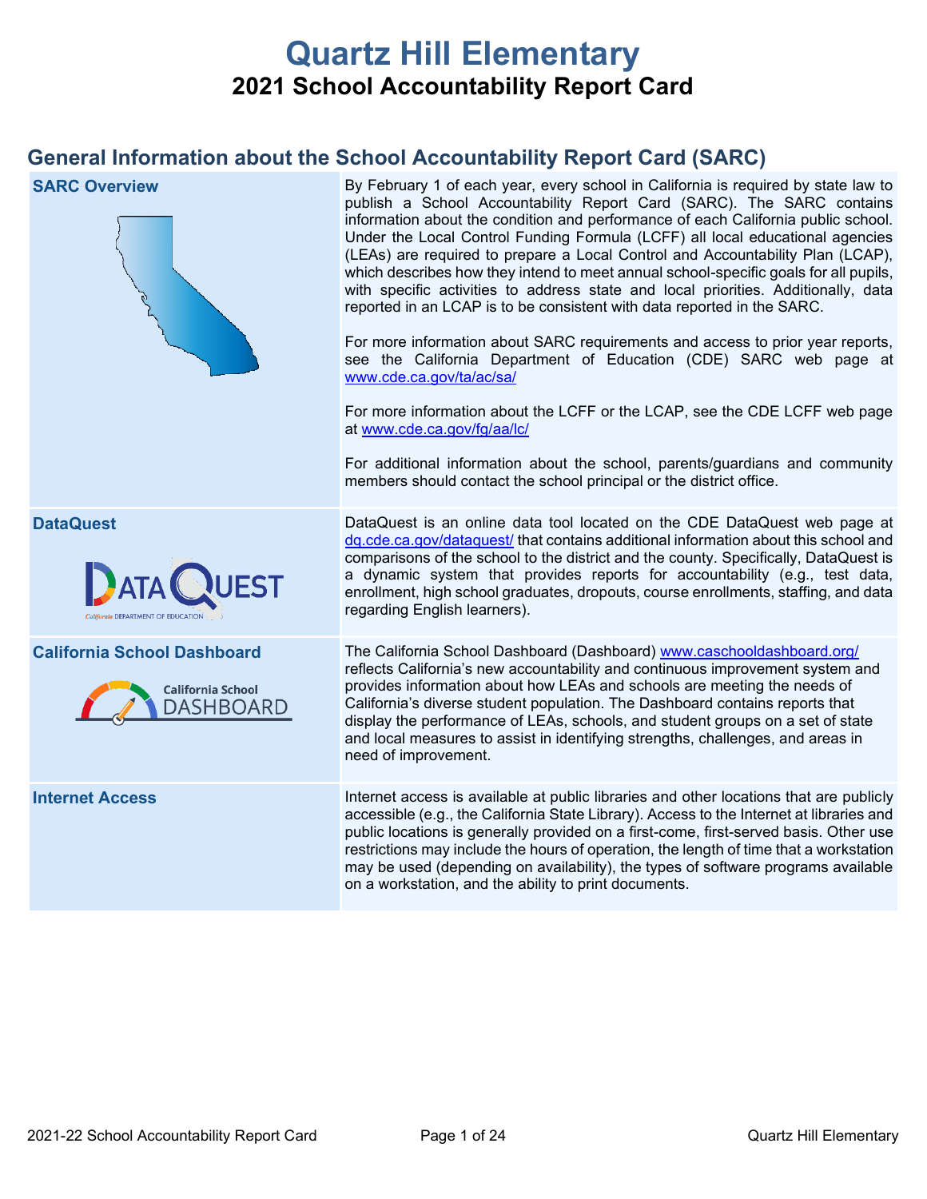# Quartz Hill Elementary

## 2021 School Accountability Report Card

## General Information about the School Accountability Report Card (SARC)

| | |
|---|---|
| **SARC Overview** | By February 1 of each year, every school in California is required by state law to publish a School Accountability Report Card (SARC). The SARC contains information about the condition and performance of each California public school. Under the Local Control Funding Formula (LCFF) all local educational agencies (LEAs) are required to prepare a Local Control and Accountability Plan (LCAP), which describes how they intend to meet annual school-specific goals for all pupils, with specific activities to address state and local priorities. Additionally, data reported in an LCAP is to be consistent with data reported in the SARC.<br><br>For more information about SARC requirements and access to prior year reports, see the California Department of Education (CDE) SARC web page at www.cde.ca.gov/ta/ac/sa/<br><br>For more information about the LCFF or the LCAP, see the CDE LCFF web page at www.cde.ca.gov/fg/aa/lc/<br><br>For additional information about the school, parents/guardians and community members should contact the school principal or the district office. |
| **DataQuest** | DataQuest is an online data tool located on the CDE DataQuest web page at dq.cde.ca.gov/dataquest/ that contains additional information about this school and comparisons of the school to the district and the county. Specifically, DataQuest is a dynamic system that provides reports for accountability (e.g., test data, enrollment, high school graduates, dropouts, course enrollments, staffing, and data regarding English learners). |
| **California School Dashboard** | The California School Dashboard (Dashboard) www.caschooldashboard.org/ reflects California's new accountability and continuous improvement system and provides information about how LEAs and schools are meeting the needs of California's diverse student population. The Dashboard contains reports that display the performance of LEAs, schools, and student groups on a set of state and local measures to assist in identifying strengths, challenges, and areas in need of improvement. |
| **Internet Access** | Internet access is available at public libraries and other locations that are publicly accessible (e.g., the California State Library). Access to the Internet at libraries and public locations is generally provided on a first-come, first-served basis. Other use restrictions may include the hours of operation, the length of time that a workstation may be used (depending on availability), the types of software programs available on a workstation, and the ability to print documents. |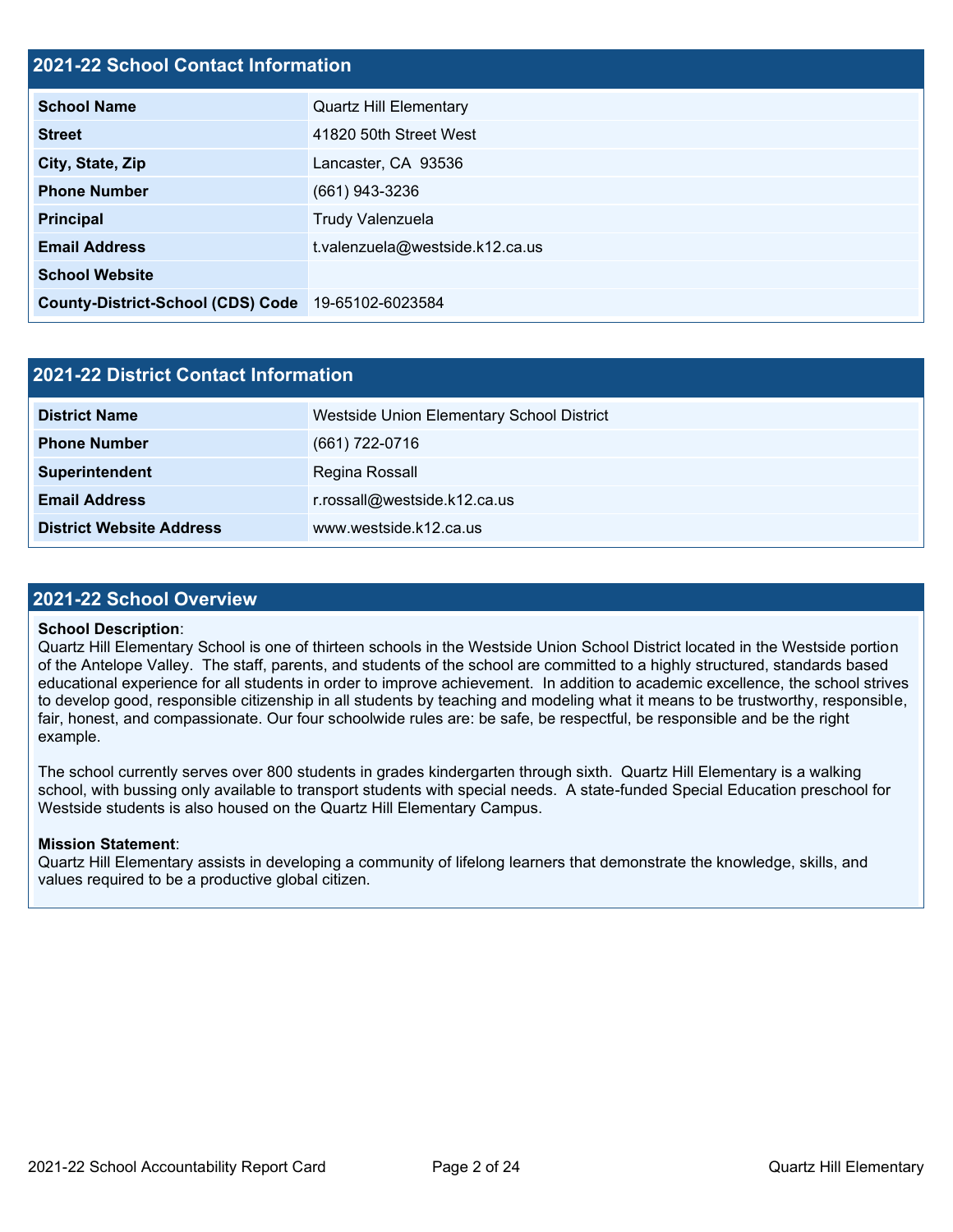## 2021-22 School Contact Information

| | |
|---|---|
| **School Name** | Quartz Hill Elementary |
| **Street** | 41820 50th Street West |
| **City, State, Zip** | Lancaster, CA  93536 |
| **Phone Number** | (661) 943-3236 |
| **Principal** | Trudy Valenzuela |
| **Email Address** | t.valenzuela@westside.k12.ca.us |
| **School Website** | |
| **County-District-School (CDS) Code** | 19-65102-6023584 |

## 2021-22 District Contact Information

| | |
|---|---|
| **District Name** | Westside Union Elementary School District |
| **Phone Number** | (661) 722-0716 |
| **Superintendent** | Regina Rossall |
| **Email Address** | r.rossall@westside.k12.ca.us |
| **District Website Address** | www.westside.k12.ca.us |

## 2021-22 School Overview

**School Description**:
Quartz Hill Elementary School is one of thirteen schools in the Westside Union School District located in the Westside portion of the Antelope Valley.  The staff, parents, and students of the school are committed to a highly structured, standards based educational experience for all students in order to improve achievement.  In addition to academic excellence, the school strives to develop good, responsible citizenship in all students by teaching and modeling what it means to be trustworthy, responsible, fair, honest, and compassionate. Our four schoolwide rules are: be safe, be respectful, be responsible and be the right example.

The school currently serves over 800 students in grades kindergarten through sixth.  Quartz Hill Elementary is a walking school, with bussing only available to transport students with special needs.  A state-funded Special Education preschool for Westside students is also housed on the Quartz Hill Elementary Campus.

**Mission Statement**:
Quartz Hill Elementary assists in developing a community of lifelong learners that demonstrate the knowledge, skills, and values required to be a productive global citizen.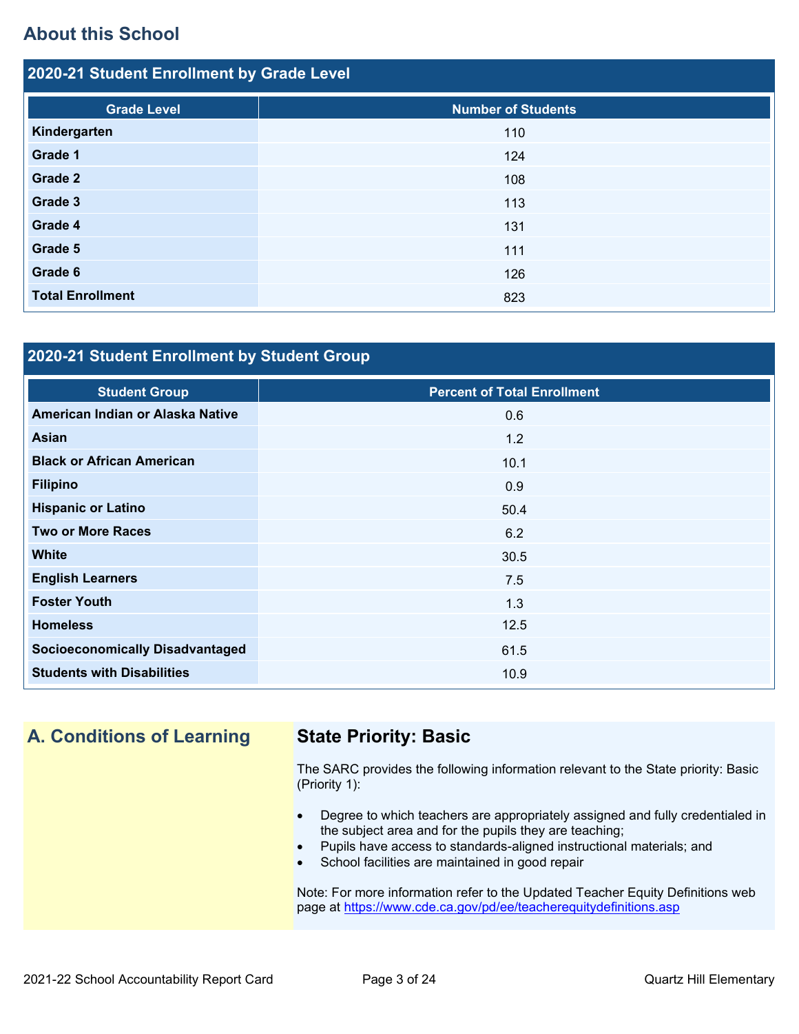## About this School

### 2020-21 Student Enrollment by Grade Level

| Grade Level | Number of Students |
|---|---|
| Kindergarten | 110 |
| Grade 1 | 124 |
| Grade 2 | 108 |
| Grade 3 | 113 |
| Grade 4 | 131 |
| Grade 5 | 111 |
| Grade 6 | 126 |
| Total Enrollment | 823 |

### 2020-21 Student Enrollment by Student Group

| Student Group | Percent of Total Enrollment |
|---|---|
| American Indian or Alaska Native | 0.6 |
| Asian | 1.2 |
| Black or African American | 10.1 |
| Filipino | 0.9 |
| Hispanic or Latino | 50.4 |
| Two or More Races | 6.2 |
| White | 30.5 |
| English Learners | 7.5 |
| Foster Youth | 1.3 |
| Homeless | 12.5 |
| Socioeconomically Disadvantaged | 61.5 |
| Students with Disabilities | 10.9 |

## A. Conditions of Learning

### State Priority: Basic

The SARC provides the following information relevant to the State priority: Basic (Priority 1):

- Degree to which teachers are appropriately assigned and fully credentialed in the subject area and for the pupils they are teaching;
- Pupils have access to standards-aligned instructional materials; and
- School facilities are maintained in good repair

Note: For more information refer to the Updated Teacher Equity Definitions web page at https://www.cde.ca.gov/pd/ee/teacherequitydefinitions.asp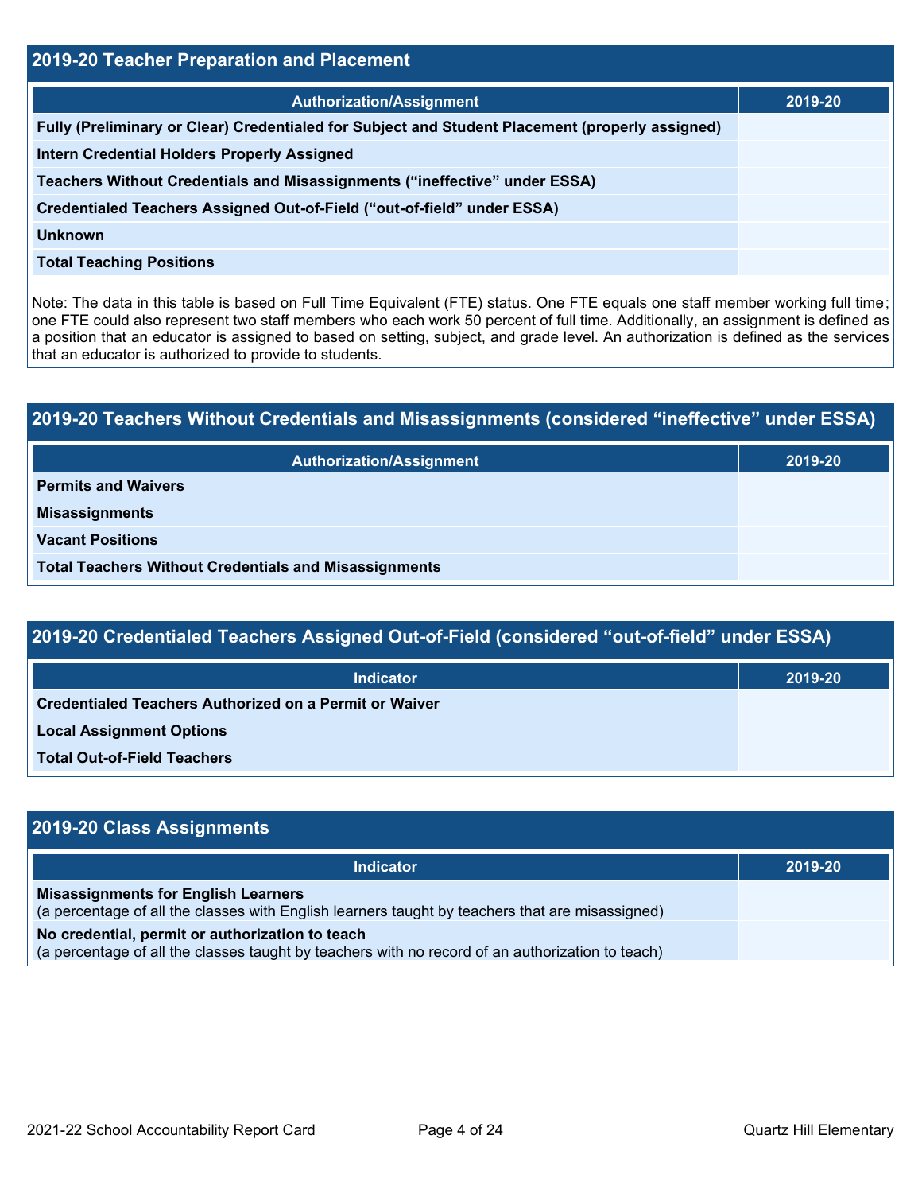## 2019-20 Teacher Preparation and Placement

| Authorization/Assignment | 2019-20 |
|---|---|
| **Fully (Preliminary or Clear) Credentialed for Subject and Student Placement (properly assigned)** | |
| **Intern Credential Holders Properly Assigned** | |
| **Teachers Without Credentials and Misassignments ("ineffective" under ESSA)** | |
| **Credentialed Teachers Assigned Out-of-Field ("out-of-field" under ESSA)** | |
| **Unknown** | |
| **Total Teaching Positions** | |

Note: The data in this table is based on Full Time Equivalent (FTE) status. One FTE equals one staff member working full time; one FTE could also represent two staff members who each work 50 percent of full time. Additionally, an assignment is defined as a position that an educator is assigned to based on setting, subject, and grade level. An authorization is defined as the services that an educator is authorized to provide to students.

## 2019-20 Teachers Without Credentials and Misassignments (considered "ineffective" under ESSA)

| Authorization/Assignment | 2019-20 |
|---|---|
| **Permits and Waivers** | |
| **Misassignments** | |
| **Vacant Positions** | |
| **Total Teachers Without Credentials and Misassignments** | |

## 2019-20 Credentialed Teachers Assigned Out-of-Field (considered "out-of-field" under ESSA)

| Indicator | 2019-20 |
|---|---|
| **Credentialed Teachers Authorized on a Permit or Waiver** | |
| **Local Assignment Options** | |
| **Total Out-of-Field Teachers** | |

## 2019-20 Class Assignments

| Indicator | 2019-20 |
|---|---|
| **Misassignments for English Learners** (a percentage of all the classes with English learners taught by teachers that are misassigned) | |
| **No credential, permit or authorization to teach** (a percentage of all the classes taught by teachers with no record of an authorization to teach) | |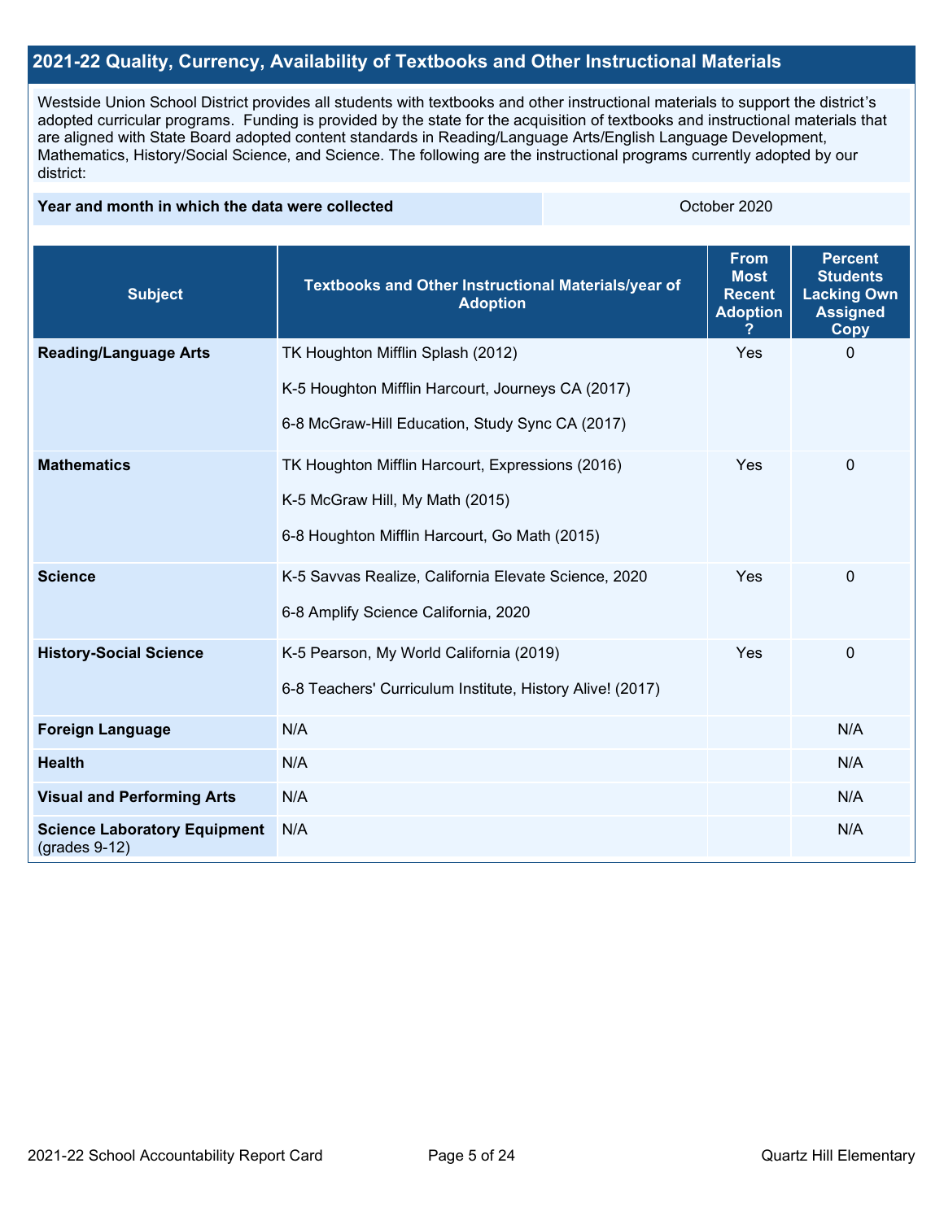## 2021-22 Quality, Currency, Availability of Textbooks and Other Instructional Materials

Westside Union School District provides all students with textbooks and other instructional materials to support the district's adopted curricular programs.  Funding is provided by the state for the acquisition of textbooks and instructional materials that are aligned with State Board adopted content standards in Reading/Language Arts/English Language Development, Mathematics, History/Social Science, and Science. The following are the instructional programs currently adopted by our district:

| Year and month in which the data were collected | October 2020 |
|---|---|

| Subject | Textbooks and Other Instructional Materials/year of Adoption | From Most Recent Adoption ? | Percent Students Lacking Own Assigned Copy |
|---|---|---|---|
| **Reading/Language Arts** | TK Houghton Mifflin Splash (2012)<br><br>K-5 Houghton Mifflin Harcourt, Journeys CA (2017)<br><br>6-8 McGraw-Hill Education, Study Sync CA (2017) | Yes | 0 |
| **Mathematics** | TK Houghton Mifflin Harcourt, Expressions (2016)<br><br>K-5 McGraw Hill, My Math (2015)<br><br>6-8 Houghton Mifflin Harcourt, Go Math (2015) | Yes | 0 |
| **Science** | K-5 Savvas Realize, California Elevate Science, 2020<br><br>6-8 Amplify Science California, 2020 | Yes | 0 |
| **History-Social Science** | K-5 Pearson, My World California (2019)<br><br>6-8 Teachers' Curriculum Institute, History Alive! (2017) | Yes | 0 |
| **Foreign Language** | N/A | | N/A |
| **Health** | N/A | | N/A |
| **Visual and Performing Arts** | N/A | | N/A |
| **Science Laboratory Equipment** (grades 9-12) | N/A | | N/A |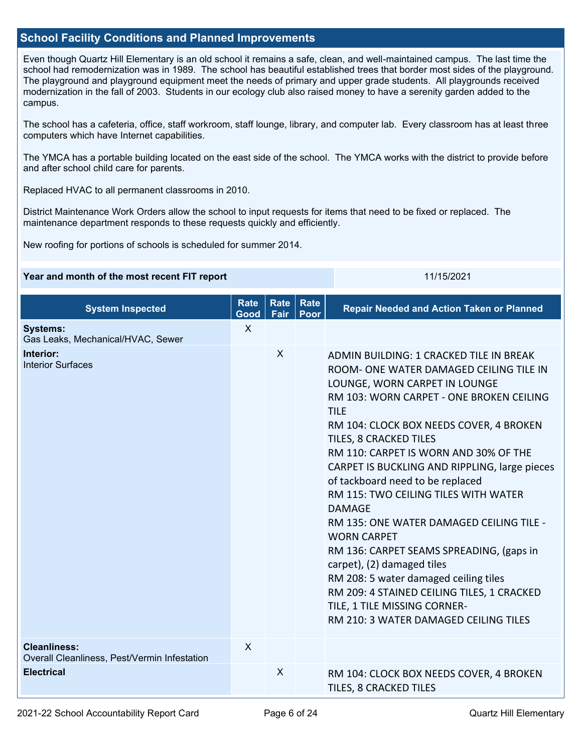## School Facility Conditions and Planned Improvements

Even though Quartz Hill Elementary is an old school it remains a safe, clean, and well-maintained campus. The last time the school had remodernization was in 1989. The school has beautiful established trees that border most sides of the playground. The playground and playground equipment meet the needs of primary and upper grade students. All playgrounds received modernization in the fall of 2003. Students in our ecology club also raised money to have a serenity garden added to the campus.

The school has a cafeteria, office, staff workroom, staff lounge, library, and computer lab. Every classroom has at least three computers which have Internet capabilities.

The YMCA has a portable building located on the east side of the school. The YMCA works with the district to provide before and after school child care for parents.

Replaced HVAC to all permanent classrooms in 2010.

District Maintenance Work Orders allow the school to input requests for items that need to be fixed or replaced. The maintenance department responds to these requests quickly and efficiently.

New roofing for portions of schools is scheduled for summer 2014.

| Year and month of the most recent FIT report | 11/15/2021 |
|---|---|

| System Inspected | Rate Good | Rate Fair | Rate Poor | Repair Needed and Action Taken or Planned |
|---|---|---|---|---|
| **Systems:** Gas Leaks, Mechanical/HVAC, Sewer | X | | | |
| **Interior:** Interior Surfaces | | X | | ADMIN BUILDING: 1 CRACKED TILE IN BREAK ROOM- ONE WATER DAMAGED CEILING TILE IN LOUNGE, WORN CARPET IN LOUNGE<br>RM 103: WORN CARPET - ONE BROKEN CEILING TILE<br>RM 104: CLOCK BOX NEEDS COVER, 4 BROKEN TILES, 8 CRACKED TILES<br>RM 110: CARPET IS WORN AND 30% OF THE CARPET IS BUCKLING AND RIPPLING, large pieces of tackboard need to be replaced<br>RM 115: TWO CEILING TILES WITH WATER DAMAGE<br>RM 135: ONE WATER DAMAGED CEILING TILE - WORN CARPET<br>RM 136: CARPET SEAMS SPREADING, (gaps in carpet), (2) damaged tiles<br>RM 208: 5 water damaged ceiling tiles<br>RM 209: 4 STAINED CEILING TILES, 1 CRACKED TILE, 1 TILE MISSING CORNER-<br>RM 210: 3 WATER DAMAGED CEILING TILES |
| **Cleanliness:** Overall Cleanliness, Pest/Vermin Infestation | X | | | |
| **Electrical** | | X | | RM 104: CLOCK BOX NEEDS COVER, 4 BROKEN TILES, 8 CRACKED TILES |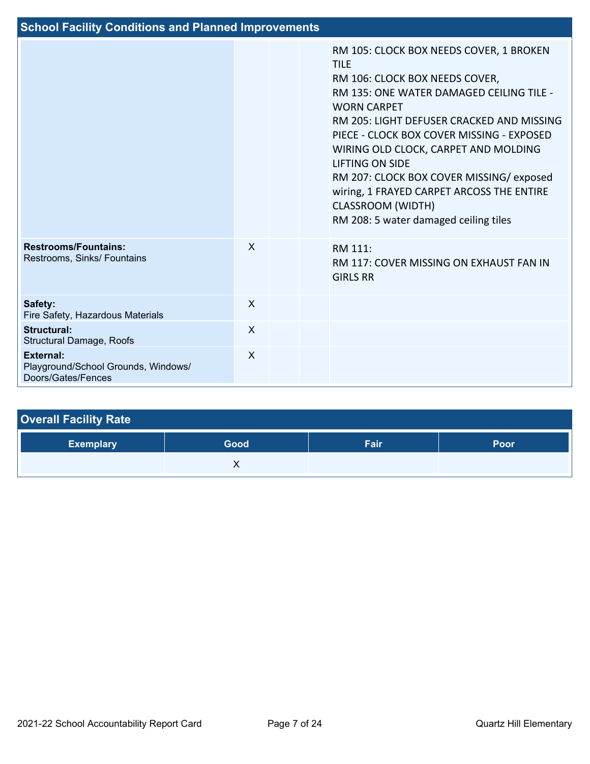## School Facility Conditions and Planned Improvements

| | | | | |
|---|---|---|---|---|
| | | | | RM 105: CLOCK BOX NEEDS COVER, 1 BROKEN TILE<br>RM 106: CLOCK BOX NEEDS COVER,<br>RM 135: ONE WATER DAMAGED CEILING TILE - WORN CARPET<br>RM 205: LIGHT DEFUSER CRACKED AND MISSING PIECE - CLOCK BOX COVER MISSING - EXPOSED WIRING OLD CLOCK, CARPET AND MOLDING LIFTING ON SIDE<br>RM 207: CLOCK BOX COVER MISSING/ exposed wiring, 1 FRAYED CARPET ARCOSS THE ENTIRE CLASSROOM (WIDTH)<br>RM 208: 5 water damaged ceiling tiles |
| **Restrooms/Fountains:** Restrooms, Sinks/ Fountains | X | | | RM 111:<br>RM 117: COVER MISSING ON EXHAUST FAN IN GIRLS RR |
| **Safety:** Fire Safety, Hazardous Materials | X | | | |
| **Structural:** Structural Damage, Roofs | X | | | |
| **External:** Playground/School Grounds, Windows/ Doors/Gates/Fences | X | | | |

## Overall Facility Rate

| Exemplary | Good | Fair | Poor |
|---|---|---|---|
| | X | | |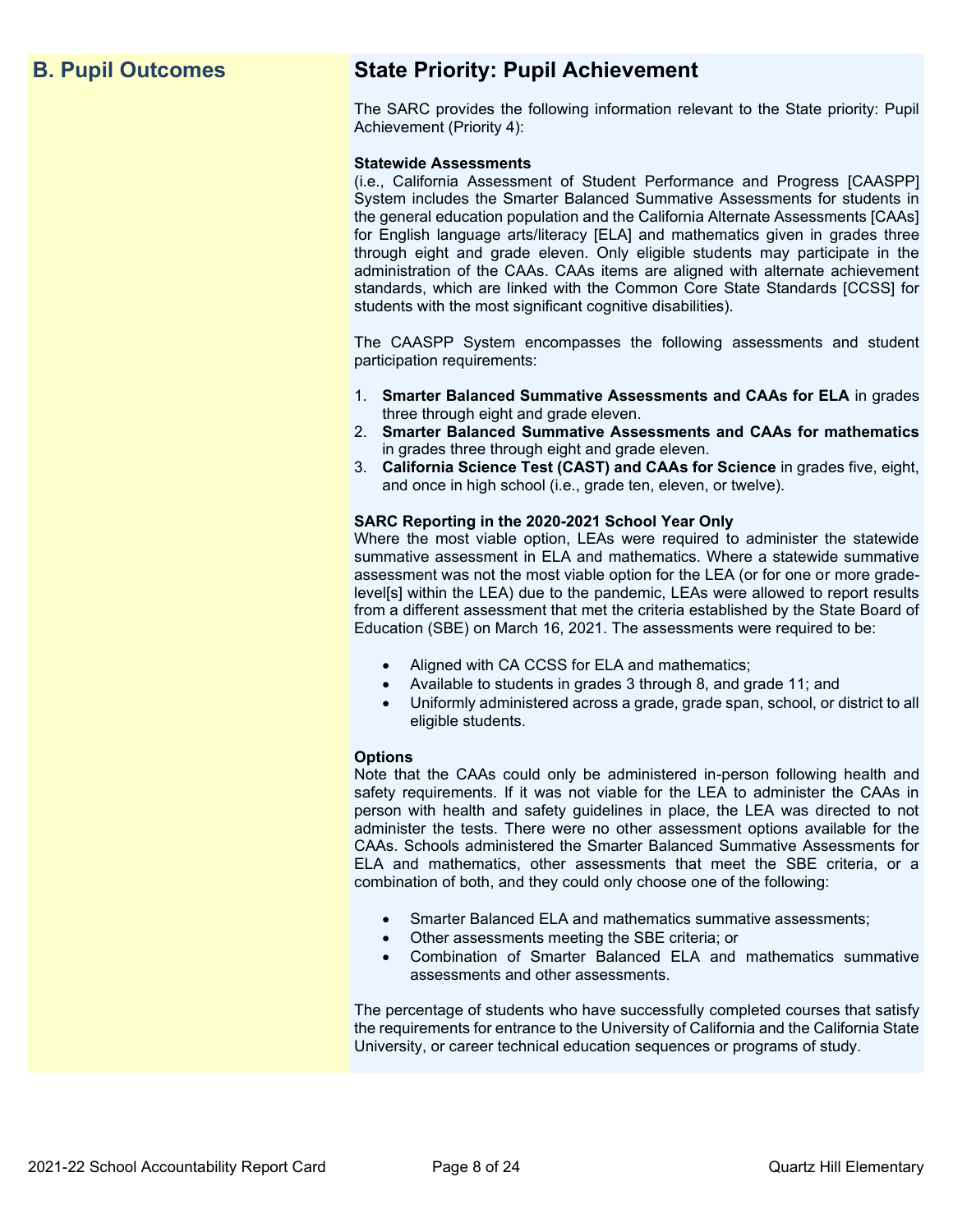## B. Pupil Outcomes

## State Priority: Pupil Achievement

The SARC provides the following information relevant to the State priority: Pupil Achievement (Priority 4):

**Statewide Assessments**
(i.e., California Assessment of Student Performance and Progress [CAASPP] System includes the Smarter Balanced Summative Assessments for students in the general education population and the California Alternate Assessments [CAAs] for English language arts/literacy [ELA] and mathematics given in grades three through eight and grade eleven. Only eligible students may participate in the administration of the CAAs. CAAs items are aligned with alternate achievement standards, which are linked with the Common Core State Standards [CCSS] for students with the most significant cognitive disabilities).

The CAASPP System encompasses the following assessments and student participation requirements:

1. **Smarter Balanced Summative Assessments and CAAs for ELA** in grades three through eight and grade eleven.
2. **Smarter Balanced Summative Assessments and CAAs for mathematics** in grades three through eight and grade eleven.
3. **California Science Test (CAST) and CAAs for Science** in grades five, eight, and once in high school (i.e., grade ten, eleven, or twelve).

**SARC Reporting in the 2020-2021 School Year Only**
Where the most viable option, LEAs were required to administer the statewide summative assessment in ELA and mathematics. Where a statewide summative assessment was not the most viable option for the LEA (or for one or more grade-level[s] within the LEA) due to the pandemic, LEAs were allowed to report results from a different assessment that met the criteria established by the State Board of Education (SBE) on March 16, 2021. The assessments were required to be:

- Aligned with CA CCSS for ELA and mathematics;
- Available to students in grades 3 through 8, and grade 11; and
- Uniformly administered across a grade, grade span, school, or district to all eligible students.

**Options**
Note that the CAAs could only be administered in-person following health and safety requirements. If it was not viable for the LEA to administer the CAAs in person with health and safety guidelines in place, the LEA was directed to not administer the tests. There were no other assessment options available for the CAAs. Schools administered the Smarter Balanced Summative Assessments for ELA and mathematics, other assessments that meet the SBE criteria, or a combination of both, and they could only choose one of the following:

- Smarter Balanced ELA and mathematics summative assessments;
- Other assessments meeting the SBE criteria; or
- Combination of Smarter Balanced ELA and mathematics summative assessments and other assessments.

The percentage of students who have successfully completed courses that satisfy the requirements for entrance to the University of California and the California State University, or career technical education sequences or programs of study.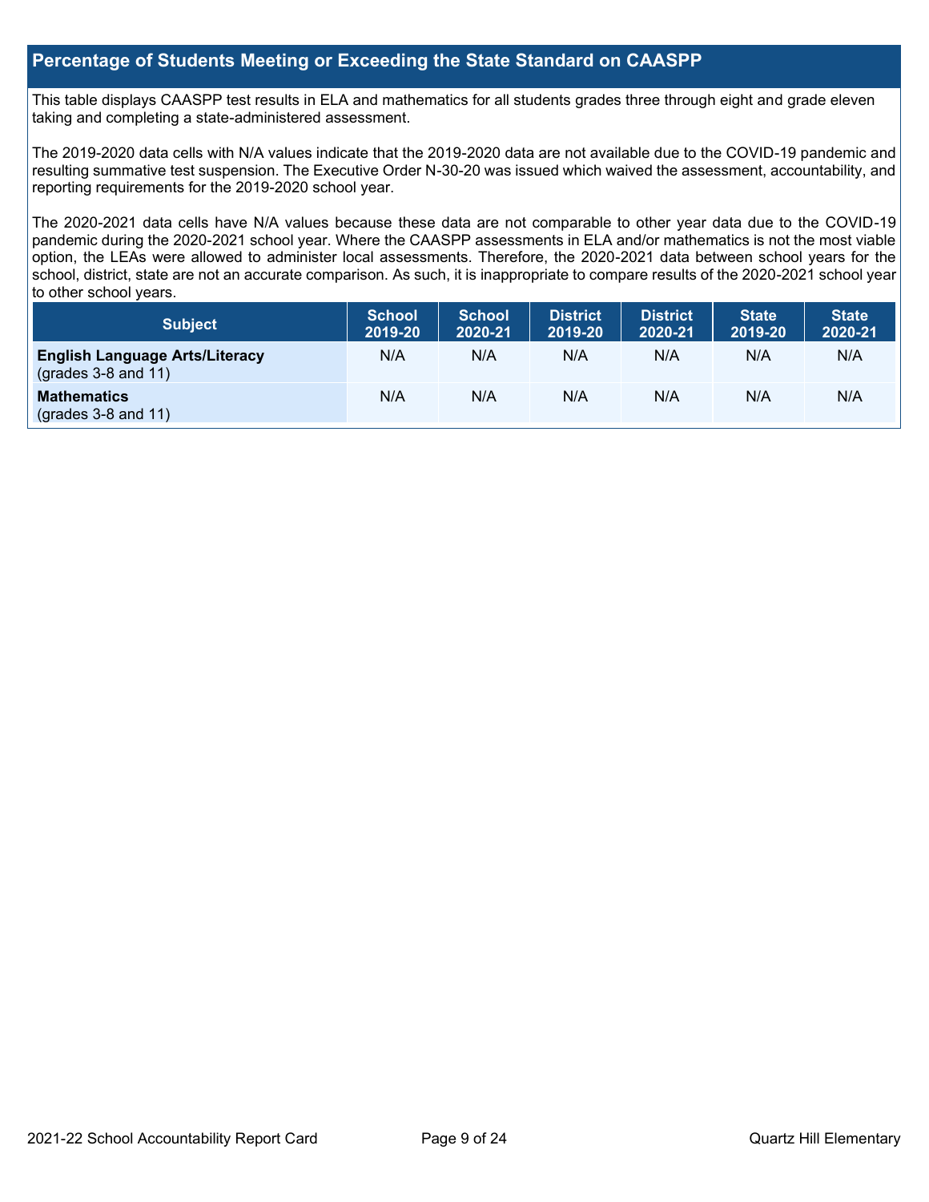## Percentage of Students Meeting or Exceeding the State Standard on CAASPP

This table displays CAASPP test results in ELA and mathematics for all students grades three through eight and grade eleven taking and completing a state-administered assessment.

The 2019-2020 data cells with N/A values indicate that the 2019-2020 data are not available due to the COVID-19 pandemic and resulting summative test suspension. The Executive Order N-30-20 was issued which waived the assessment, accountability, and reporting requirements for the 2019-2020 school year.

The 2020-2021 data cells have N/A values because these data are not comparable to other year data due to the COVID-19 pandemic during the 2020-2021 school year. Where the CAASPP assessments in ELA and/or mathematics is not the most viable option, the LEAs were allowed to administer local assessments. Therefore, the 2020-2021 data between school years for the school, district, state are not an accurate comparison. As such, it is inappropriate to compare results of the 2020-2021 school year to other school years.

| Subject | School 2019-20 | School 2020-21 | District 2019-20 | District 2020-21 | State 2019-20 | State 2020-21 |
|---|---|---|---|---|---|---|
| **English Language Arts/Literacy** (grades 3-8 and 11) | N/A | N/A | N/A | N/A | N/A | N/A |
| **Mathematics** (grades 3-8 and 11) | N/A | N/A | N/A | N/A | N/A | N/A |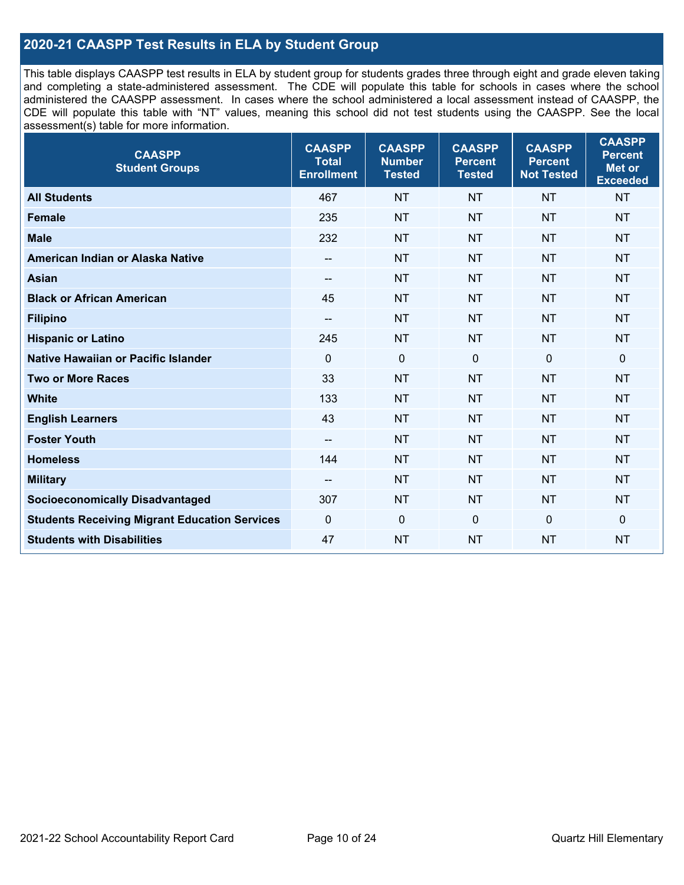## 2020-21 CAASPP Test Results in ELA by Student Group

This table displays CAASPP test results in ELA by student group for students grades three through eight and grade eleven taking and completing a state-administered assessment. The CDE will populate this table for schools in cases where the school administered the CAASPP assessment. In cases where the school administered a local assessment instead of CAASPP, the CDE will populate this table with "NT" values, meaning this school did not test students using the CAASPP. See the local assessment(s) table for more information.

| CAASPP Student Groups | CAASPP Total Enrollment | CAASPP Number Tested | CAASPP Percent Tested | CAASPP Percent Not Tested | CAASPP Percent Met or Exceeded |
|---|---|---|---|---|---|
| **All Students** | 467 | NT | NT | NT | NT |
| **Female** | 235 | NT | NT | NT | NT |
| **Male** | 232 | NT | NT | NT | NT |
| **American Indian or Alaska Native** | -- | NT | NT | NT | NT |
| **Asian** | -- | NT | NT | NT | NT |
| **Black or African American** | 45 | NT | NT | NT | NT |
| **Filipino** | -- | NT | NT | NT | NT |
| **Hispanic or Latino** | 245 | NT | NT | NT | NT |
| **Native Hawaiian or Pacific Islander** | 0 | 0 | 0 | 0 | 0 |
| **Two or More Races** | 33 | NT | NT | NT | NT |
| **White** | 133 | NT | NT | NT | NT |
| **English Learners** | 43 | NT | NT | NT | NT |
| **Foster Youth** | -- | NT | NT | NT | NT |
| **Homeless** | 144 | NT | NT | NT | NT |
| **Military** | -- | NT | NT | NT | NT |
| **Socioeconomically Disadvantaged** | 307 | NT | NT | NT | NT |
| **Students Receiving Migrant Education Services** | 0 | 0 | 0 | 0 | 0 |
| **Students with Disabilities** | 47 | NT | NT | NT | NT |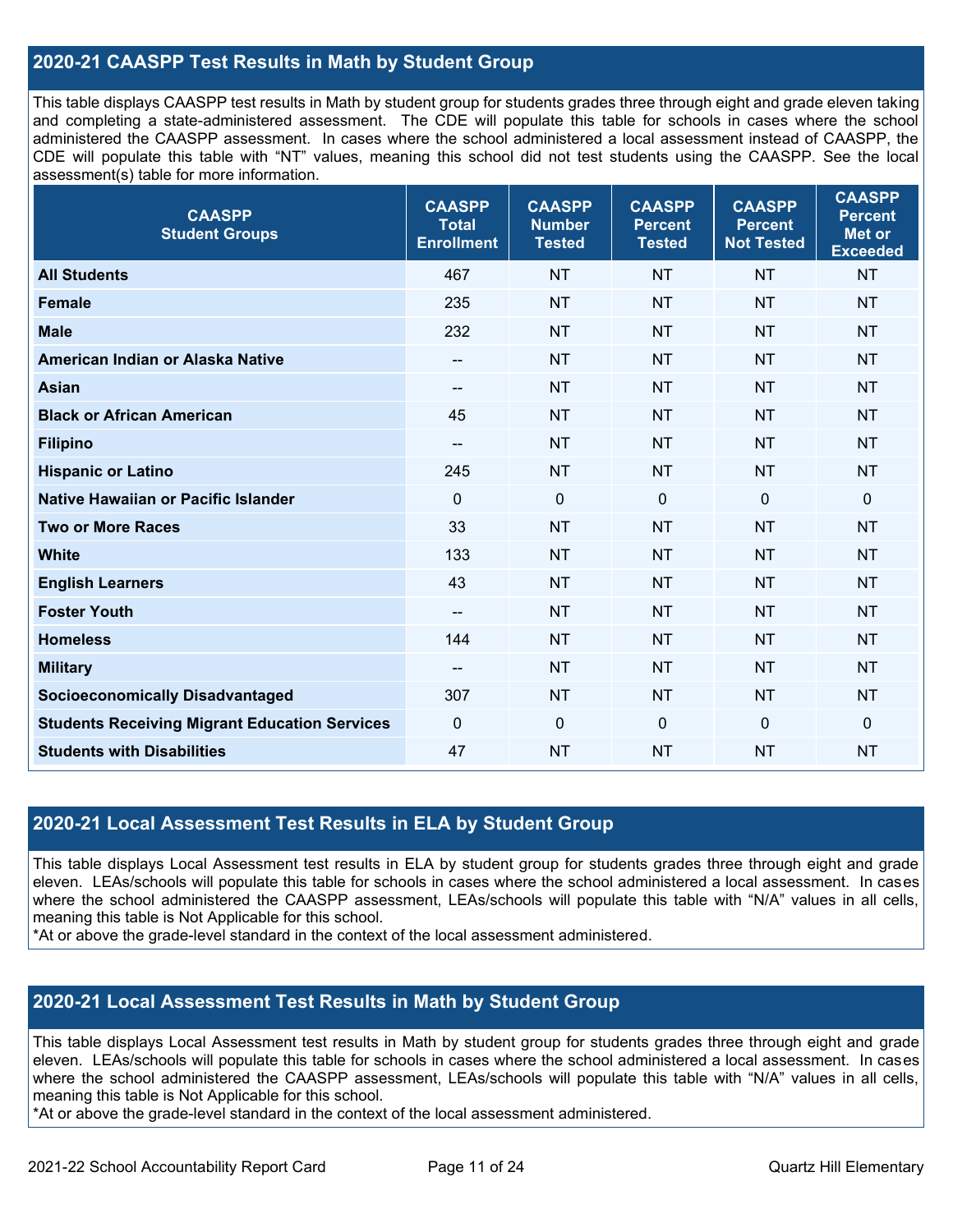## 2020-21 CAASPP Test Results in Math by Student Group

This table displays CAASPP test results in Math by student group for students grades three through eight and grade eleven taking and completing a state-administered assessment. The CDE will populate this table for schools in cases where the school administered the CAASPP assessment. In cases where the school administered a local assessment instead of CAASPP, the CDE will populate this table with "NT" values, meaning this school did not test students using the CAASPP. See the local assessment(s) table for more information.

| CAASPP Student Groups | CAASPP Total Enrollment | CAASPP Number Tested | CAASPP Percent Tested | CAASPP Percent Not Tested | CAASPP Percent Met or Exceeded |
|---|---|---|---|---|---|
| **All Students** | 467 | NT | NT | NT | NT |
| **Female** | 235 | NT | NT | NT | NT |
| **Male** | 232 | NT | NT | NT | NT |
| **American Indian or Alaska Native** | -- | NT | NT | NT | NT |
| **Asian** | -- | NT | NT | NT | NT |
| **Black or African American** | 45 | NT | NT | NT | NT |
| **Filipino** | -- | NT | NT | NT | NT |
| **Hispanic or Latino** | 245 | NT | NT | NT | NT |
| **Native Hawaiian or Pacific Islander** | 0 | 0 | 0 | 0 | 0 |
| **Two or More Races** | 33 | NT | NT | NT | NT |
| **White** | 133 | NT | NT | NT | NT |
| **English Learners** | 43 | NT | NT | NT | NT |
| **Foster Youth** | -- | NT | NT | NT | NT |
| **Homeless** | 144 | NT | NT | NT | NT |
| **Military** | -- | NT | NT | NT | NT |
| **Socioeconomically Disadvantaged** | 307 | NT | NT | NT | NT |
| **Students Receiving Migrant Education Services** | 0 | 0 | 0 | 0 | 0 |
| **Students with Disabilities** | 47 | NT | NT | NT | NT |

## 2020-21 Local Assessment Test Results in ELA by Student Group

This table displays Local Assessment test results in ELA by student group for students grades three through eight and grade eleven. LEAs/schools will populate this table for schools in cases where the school administered a local assessment. In cases where the school administered the CAASPP assessment, LEAs/schools will populate this table with "N/A" values in all cells, meaning this table is Not Applicable for this school.

*At or above the grade-level standard in the context of the local assessment administered.

## 2020-21 Local Assessment Test Results in Math by Student Group

This table displays Local Assessment test results in Math by student group for students grades three through eight and grade eleven. LEAs/schools will populate this table for schools in cases where the school administered a local assessment. In cases where the school administered the CAASPP assessment, LEAs/schools will populate this table with "N/A" values in all cells, meaning this table is Not Applicable for this school.

*At or above the grade-level standard in the context of the local assessment administered.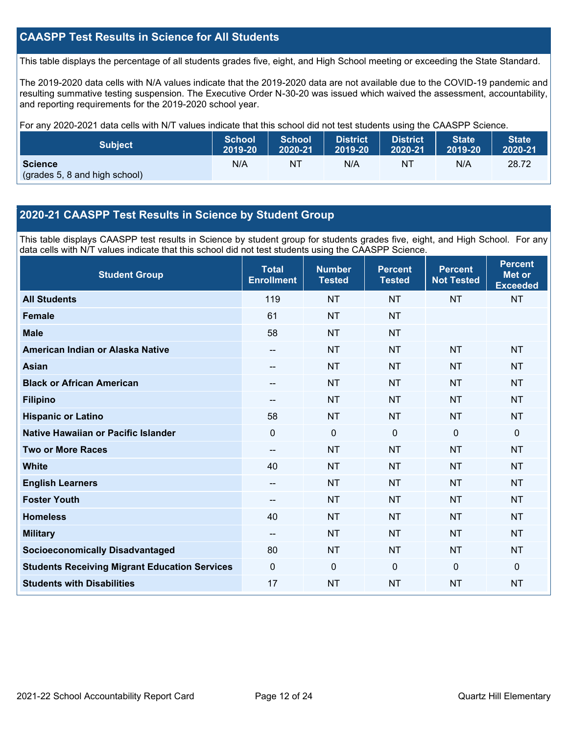## CAASPP Test Results in Science for All Students

This table displays the percentage of all students grades five, eight, and High School meeting or exceeding the State Standard.

The 2019-2020 data cells with N/A values indicate that the 2019-2020 data are not available due to the COVID-19 pandemic and resulting summative testing suspension. The Executive Order N-30-20 was issued which waived the assessment, accountability, and reporting requirements for the 2019-2020 school year.

For any 2020-2021 data cells with N/T values indicate that this school did not test students using the CAASPP Science.

| Subject | School 2019-20 | School 2020-21 | District 2019-20 | District 2020-21 | State 2019-20 | State 2020-21 |
|---|---|---|---|---|---|---|
| **Science** (grades 5, 8 and high school) | N/A | NT | N/A | NT | N/A | 28.72 |

## 2020-21 CAASPP Test Results in Science by Student Group

This table displays CAASPP test results in Science by student group for students grades five, eight, and High School. For any data cells with N/T values indicate that this school did not test students using the CAASPP Science.

| Student Group | Total Enrollment | Number Tested | Percent Tested | Percent Not Tested | Percent Met or Exceeded |
|---|---|---|---|---|---|
| **All Students** | 119 | NT | NT | NT | NT |
| **Female** | 61 | NT | NT | | |
| **Male** | 58 | NT | NT | | |
| **American Indian or Alaska Native** | -- | NT | NT | NT | NT |
| **Asian** | -- | NT | NT | NT | NT |
| **Black or African American** | -- | NT | NT | NT | NT |
| **Filipino** | -- | NT | NT | NT | NT |
| **Hispanic or Latino** | 58 | NT | NT | NT | NT |
| **Native Hawaiian or Pacific Islander** | 0 | 0 | 0 | 0 | 0 |
| **Two or More Races** | -- | NT | NT | NT | NT |
| **White** | 40 | NT | NT | NT | NT |
| **English Learners** | -- | NT | NT | NT | NT |
| **Foster Youth** | -- | NT | NT | NT | NT |
| **Homeless** | 40 | NT | NT | NT | NT |
| **Military** | -- | NT | NT | NT | NT |
| **Socioeconomically Disadvantaged** | 80 | NT | NT | NT | NT |
| **Students Receiving Migrant Education Services** | 0 | 0 | 0 | 0 | 0 |
| **Students with Disabilities** | 17 | NT | NT | NT | NT |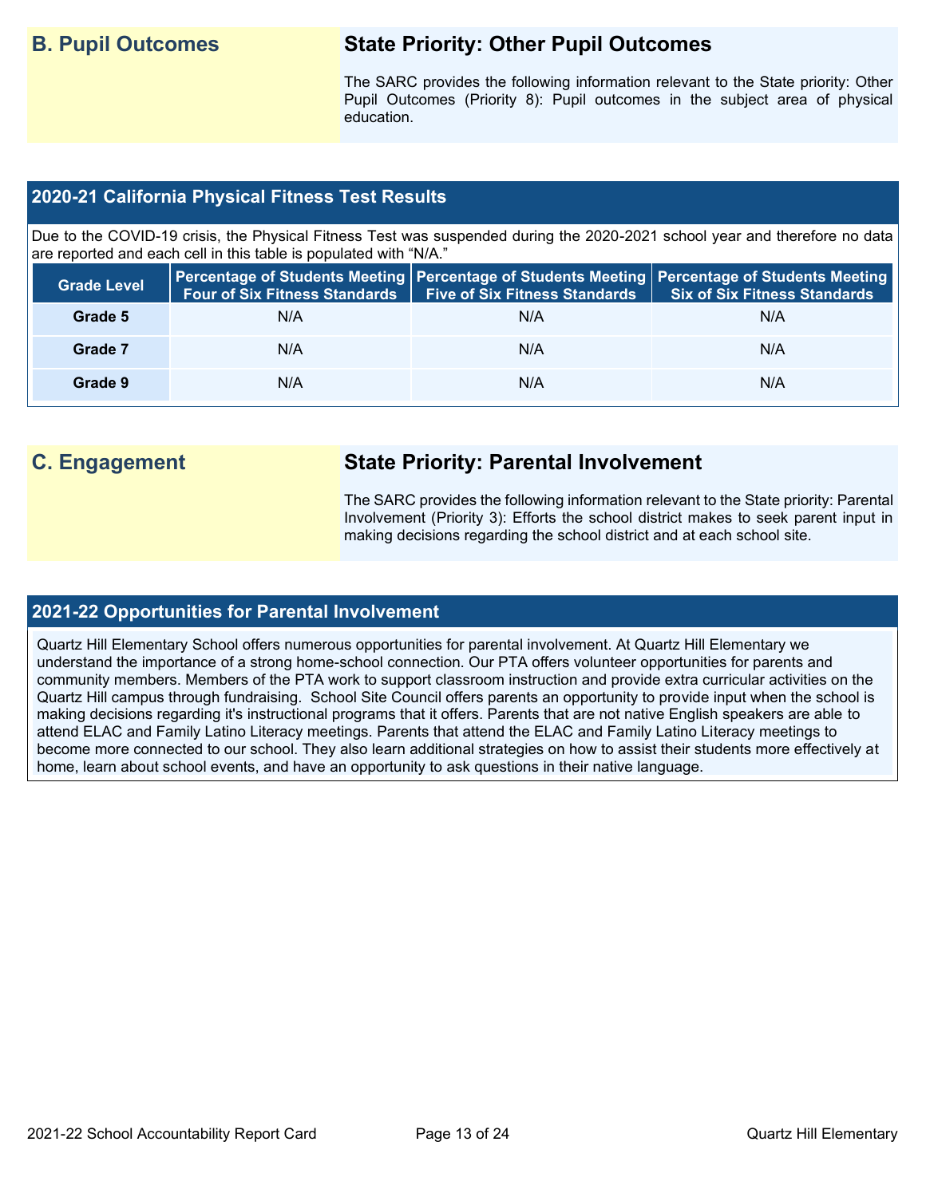## B. Pupil Outcomes

### State Priority: Other Pupil Outcomes

The SARC provides the following information relevant to the State priority: Other Pupil Outcomes (Priority 8): Pupil outcomes in the subject area of physical education.

### 2020-21 California Physical Fitness Test Results

Due to the COVID-19 crisis, the Physical Fitness Test was suspended during the 2020-2021 school year and therefore no data are reported and each cell in this table is populated with "N/A."

| Grade Level | Percentage of Students Meeting Four of Six Fitness Standards | Percentage of Students Meeting Five of Six Fitness Standards | Percentage of Students Meeting Six of Six Fitness Standards |
|---|---|---|---|
| Grade 5 | N/A | N/A | N/A |
| Grade 7 | N/A | N/A | N/A |
| Grade 9 | N/A | N/A | N/A |

## C. Engagement

### State Priority: Parental Involvement

The SARC provides the following information relevant to the State priority: Parental Involvement (Priority 3): Efforts the school district makes to seek parent input in making decisions regarding the school district and at each school site.

### 2021-22 Opportunities for Parental Involvement

Quartz Hill Elementary School offers numerous opportunities for parental involvement. At Quartz Hill Elementary we understand the importance of a strong home-school connection. Our PTA offers volunteer opportunities for parents and community members. Members of the PTA work to support classroom instruction and provide extra curricular activities on the Quartz Hill campus through fundraising.  School Site Council offers parents an opportunity to provide input when the school is making decisions regarding it's instructional programs that it offers. Parents that are not native English speakers are able to attend ELAC and Family Latino Literacy meetings. Parents that attend the ELAC and Family Latino Literacy meetings to become more connected to our school. They also learn additional strategies on how to assist their students more effectively at home, learn about school events, and have an opportunity to ask questions in their native language.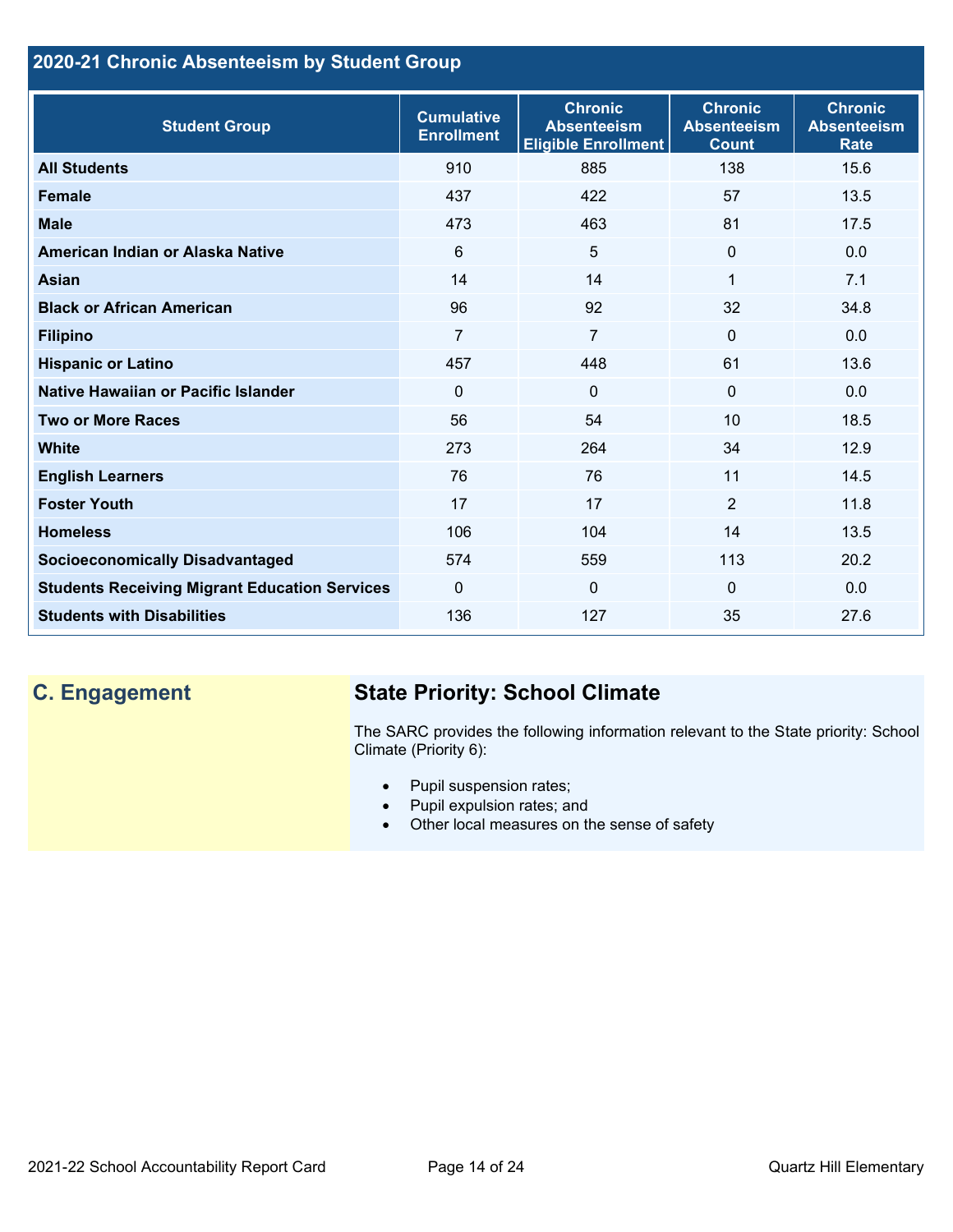## 2020-21 Chronic Absenteeism by Student Group

| Student Group | Cumulative Enrollment | Chronic Absenteeism Eligible Enrollment | Chronic Absenteeism Count | Chronic Absenteeism Rate |
|---|---|---|---|---|
| **All Students** | 910 | 885 | 138 | 15.6 |
| **Female** | 437 | 422 | 57 | 13.5 |
| **Male** | 473 | 463 | 81 | 17.5 |
| **American Indian or Alaska Native** | 6 | 5 | 0 | 0.0 |
| **Asian** | 14 | 14 | 1 | 7.1 |
| **Black or African American** | 96 | 92 | 32 | 34.8 |
| **Filipino** | 7 | 7 | 0 | 0.0 |
| **Hispanic or Latino** | 457 | 448 | 61 | 13.6 |
| **Native Hawaiian or Pacific Islander** | 0 | 0 | 0 | 0.0 |
| **Two or More Races** | 56 | 54 | 10 | 18.5 |
| **White** | 273 | 264 | 34 | 12.9 |
| **English Learners** | 76 | 76 | 11 | 14.5 |
| **Foster Youth** | 17 | 17 | 2 | 11.8 |
| **Homeless** | 106 | 104 | 14 | 13.5 |
| **Socioeconomically Disadvantaged** | 574 | 559 | 113 | 20.2 |
| **Students Receiving Migrant Education Services** | 0 | 0 | 0 | 0.0 |
| **Students with Disabilities** | 136 | 127 | 35 | 27.6 |

## C. Engagement

### State Priority: School Climate

The SARC provides the following information relevant to the State priority: School Climate (Priority 6):

- Pupil suspension rates;
- Pupil expulsion rates; and
- Other local measures on the sense of safety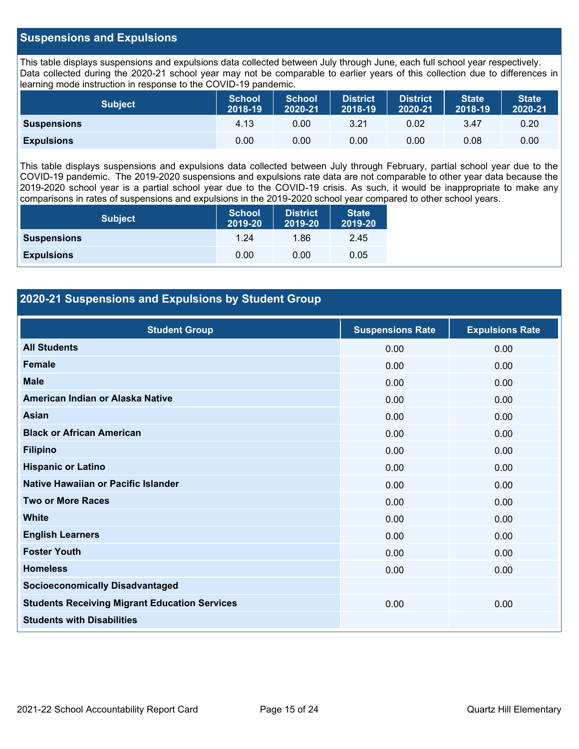## Suspensions and Expulsions

This table displays suspensions and expulsions data collected between July through June, each full school year respectively. Data collected during the 2020-21 school year may not be comparable to earlier years of this collection due to differences in learning mode instruction in response to the COVID-19 pandemic.

| Subject | School 2018-19 | School 2020-21 | District 2018-19 | District 2020-21 | State 2018-19 | State 2020-21 |
|---|---|---|---|---|---|---|
| **Suspensions** | 4.13 | 0.00 | 3.21 | 0.02 | 3.47 | 0.20 |
| **Expulsions** | 0.00 | 0.00 | 0.00 | 0.00 | 0.08 | 0.00 |

This table displays suspensions and expulsions data collected between July through February, partial school year due to the COVID-19 pandemic. The 2019-2020 suspensions and expulsions rate data are not comparable to other year data because the 2019-2020 school year is a partial school year due to the COVID-19 crisis. As such, it would be inappropriate to make any comparisons in rates of suspensions and expulsions in the 2019-2020 school year compared to other school years.

| Subject | School 2019-20 | District 2019-20 | State 2019-20 |
|---|---|---|---|
| **Suspensions** | 1.24 | 1.86 | 2.45 |
| **Expulsions** | 0.00 | 0.00 | 0.05 |

## 2020-21 Suspensions and Expulsions by Student Group

| Student Group | Suspensions Rate | Expulsions Rate |
|---|---|---|
| **All Students** | 0.00 | 0.00 |
| **Female** | 0.00 | 0.00 |
| **Male** | 0.00 | 0.00 |
| **American Indian or Alaska Native** | 0.00 | 0.00 |
| **Asian** | 0.00 | 0.00 |
| **Black or African American** | 0.00 | 0.00 |
| **Filipino** | 0.00 | 0.00 |
| **Hispanic or Latino** | 0.00 | 0.00 |
| **Native Hawaiian or Pacific Islander** | 0.00 | 0.00 |
| **Two or More Races** | 0.00 | 0.00 |
| **White** | 0.00 | 0.00 |
| **English Learners** | 0.00 | 0.00 |
| **Foster Youth** | 0.00 | 0.00 |
| **Homeless** | 0.00 | 0.00 |
| **Socioeconomically Disadvantaged** | | |
| **Students Receiving Migrant Education Services** | 0.00 | 0.00 |
| **Students with Disabilities** | | |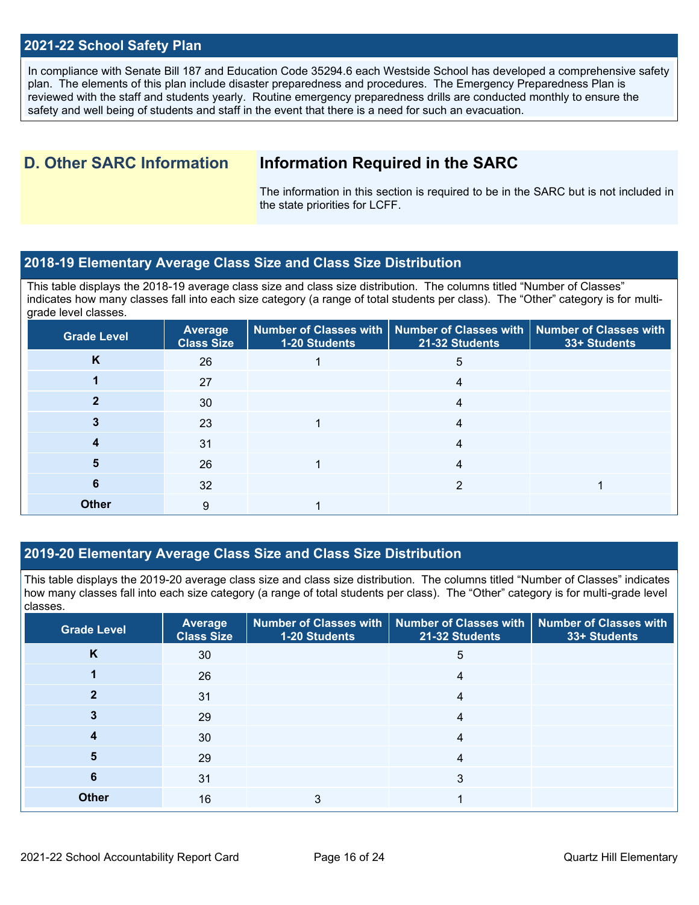## 2021-22 School Safety Plan

In compliance with Senate Bill 187 and Education Code 35294.6 each Westside School has developed a comprehensive safety plan. The elements of this plan include disaster preparedness and procedures. The Emergency Preparedness Plan is reviewed with the staff and students yearly. Routine emergency preparedness drills are conducted monthly to ensure the safety and well being of students and staff in the event that there is a need for such an evacuation.

# D. Other SARC Information

## Information Required in the SARC

The information in this section is required to be in the SARC but is not included in the state priorities for LCFF.

## 2018-19 Elementary Average Class Size and Class Size Distribution

This table displays the 2018-19 average class size and class size distribution. The columns titled "Number of Classes" indicates how many classes fall into each size category (a range of total students per class). The "Other" category is for multi-grade level classes.

| Grade Level | Average Class Size | Number of Classes with 1-20 Students | Number of Classes with 21-32 Students | Number of Classes with 33+ Students |
|---|---|---|---|---|
| K | 26 | 1 | 5 | |
| 1 | 27 | | 4 | |
| 2 | 30 | | 4 | |
| 3 | 23 | 1 | 4 | |
| 4 | 31 | | 4 | |
| 5 | 26 | 1 | 4 | |
| 6 | 32 | | 2 | 1 |
| Other | 9 | 1 | | |

## 2019-20 Elementary Average Class Size and Class Size Distribution

This table displays the 2019-20 average class size and class size distribution. The columns titled "Number of Classes" indicates how many classes fall into each size category (a range of total students per class). The "Other" category is for multi-grade level classes.

| Grade Level | Average Class Size | Number of Classes with 1-20 Students | Number of Classes with 21-32 Students | Number of Classes with 33+ Students |
|---|---|---|---|---|
| K | 30 | | 5 | |
| 1 | 26 | | 4 | |
| 2 | 31 | | 4 | |
| 3 | 29 | | 4 | |
| 4 | 30 | | 4 | |
| 5 | 29 | | 4 | |
| 6 | 31 | | 3 | |
| Other | 16 | 3 | 1 | |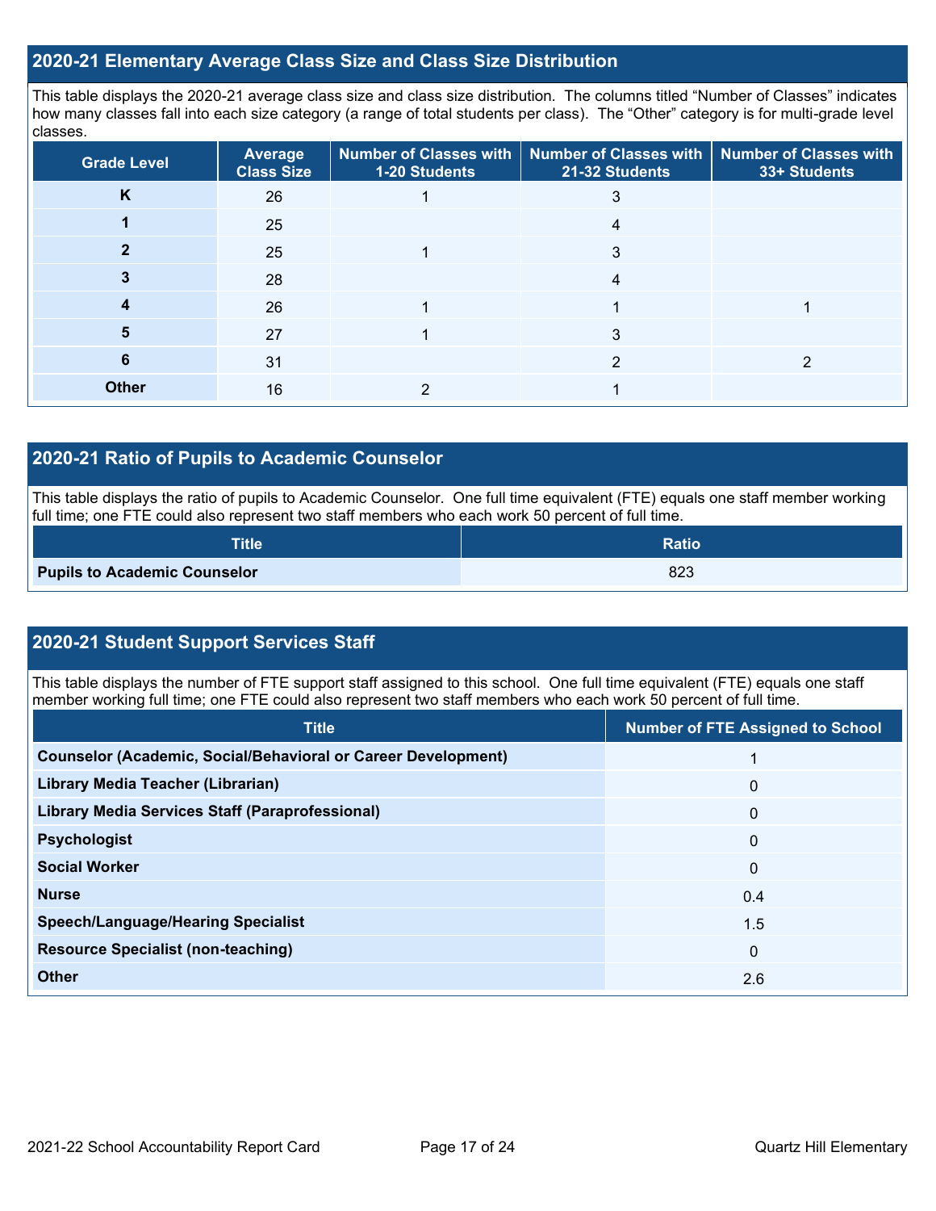## 2020-21 Elementary Average Class Size and Class Size Distribution

This table displays the 2020-21 average class size and class size distribution. The columns titled "Number of Classes" indicates how many classes fall into each size category (a range of total students per class). The "Other" category is for multi-grade level classes.

| Grade Level | Average Class Size | Number of Classes with 1-20 Students | Number of Classes with 21-32 Students | Number of Classes with 33+ Students |
|---|---|---|---|---|
| K | 26 | 1 | 3 | |
| 1 | 25 | | 4 | |
| 2 | 25 | 1 | 3 | |
| 3 | 28 | | 4 | |
| 4 | 26 | 1 | 1 | 1 |
| 5 | 27 | 1 | 3 | |
| 6 | 31 | | 2 | 2 |
| Other | 16 | 2 | 1 | |

## 2020-21 Ratio of Pupils to Academic Counselor

This table displays the ratio of pupils to Academic Counselor. One full time equivalent (FTE) equals one staff member working full time; one FTE could also represent two staff members who each work 50 percent of full time.

| Title | Ratio |
|---|---|
| Pupils to Academic Counselor | 823 |

## 2020-21 Student Support Services Staff

This table displays the number of FTE support staff assigned to this school. One full time equivalent (FTE) equals one staff member working full time; one FTE could also represent two staff members who each work 50 percent of full time.

| Title | Number of FTE Assigned to School |
|---|---|
| Counselor (Academic, Social/Behavioral or Career Development) | 1 |
| Library Media Teacher (Librarian) | 0 |
| Library Media Services Staff (Paraprofessional) | 0 |
| Psychologist | 0 |
| Social Worker | 0 |
| Nurse | 0.4 |
| Speech/Language/Hearing Specialist | 1.5 |
| Resource Specialist (non-teaching) | 0 |
| Other | 2.6 |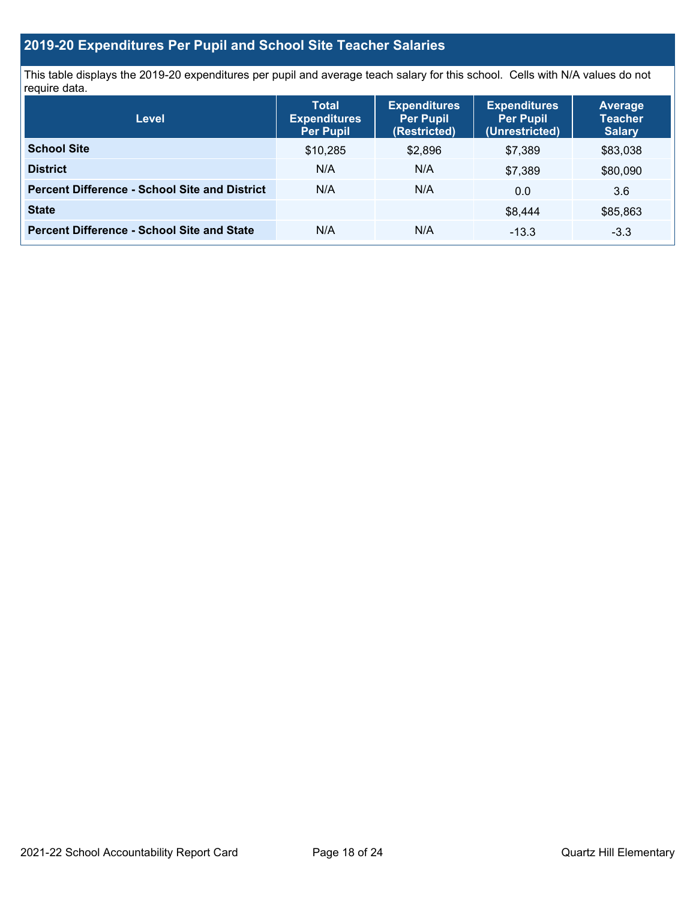## 2019-20 Expenditures Per Pupil and School Site Teacher Salaries

This table displays the 2019-20 expenditures per pupil and average teach salary for this school. Cells with N/A values do not require data.

| Level | Total Expenditures Per Pupil | Expenditures Per Pupil (Restricted) | Expenditures Per Pupil (Unrestricted) | Average Teacher Salary |
|---|---|---|---|---|
| **School Site** | $10,285 | $2,896 | $7,389 | $83,038 |
| **District** | N/A | N/A | $7,389 | $80,090 |
| **Percent Difference - School Site and District** | N/A | N/A | 0.0 | 3.6 |
| **State** | | | $8,444 | $85,863 |
| **Percent Difference - School Site and State** | N/A | N/A | -13.3 | -3.3 |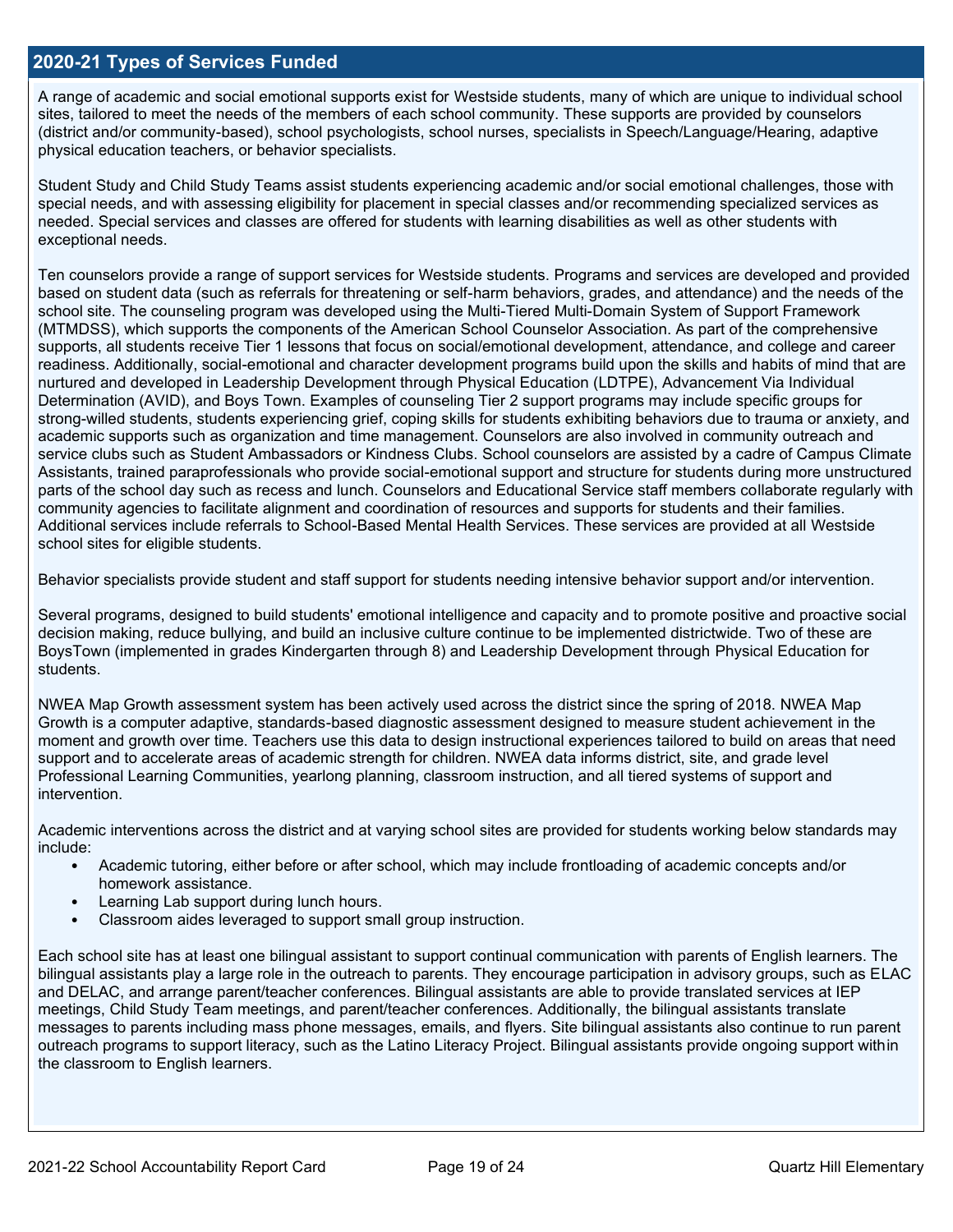## 2020-21 Types of Services Funded

A range of academic and social emotional supports exist for Westside students, many of which are unique to individual school sites, tailored to meet the needs of the members of each school community. These supports are provided by counselors (district and/or community-based), school psychologists, school nurses, specialists in Speech/Language/Hearing, adaptive physical education teachers, or behavior specialists.

Student Study and Child Study Teams assist students experiencing academic and/or social emotional challenges, those with special needs, and with assessing eligibility for placement in special classes and/or recommending specialized services as needed. Special services and classes are offered for students with learning disabilities as well as other students with exceptional needs.

Ten counselors provide a range of support services for Westside students. Programs and services are developed and provided based on student data (such as referrals for threatening or self-harm behaviors, grades, and attendance) and the needs of the school site. The counseling program was developed using the Multi-Tiered Multi-Domain System of Support Framework (MTMDSS), which supports the components of the American School Counselor Association. As part of the comprehensive supports, all students receive Tier 1 lessons that focus on social/emotional development, attendance, and college and career readiness. Additionally, social-emotional and character development programs build upon the skills and habits of mind that are nurtured and developed in Leadership Development through Physical Education (LDTPE), Advancement Via Individual Determination (AVID), and Boys Town. Examples of counseling Tier 2 support programs may include specific groups for strong-willed students, students experiencing grief, coping skills for students exhibiting behaviors due to trauma or anxiety, and academic supports such as organization and time management. Counselors are also involved in community outreach and service clubs such as Student Ambassadors or Kindness Clubs. School counselors are assisted by a cadre of Campus Climate Assistants, trained paraprofessionals who provide social-emotional support and structure for students during more unstructured parts of the school day such as recess and lunch. Counselors and Educational Service staff members collaborate regularly with community agencies to facilitate alignment and coordination of resources and supports for students and their families. Additional services include referrals to School-Based Mental Health Services. These services are provided at all Westside school sites for eligible students.

Behavior specialists provide student and staff support for students needing intensive behavior support and/or intervention.

Several programs, designed to build students' emotional intelligence and capacity and to promote positive and proactive social decision making, reduce bullying, and build an inclusive culture continue to be implemented districtwide. Two of these are BoysTown (implemented in grades Kindergarten through 8) and Leadership Development through Physical Education for students.

NWEA Map Growth assessment system has been actively used across the district since the spring of 2018. NWEA Map Growth is a computer adaptive, standards-based diagnostic assessment designed to measure student achievement in the moment and growth over time. Teachers use this data to design instructional experiences tailored to build on areas that need support and to accelerate areas of academic strength for children. NWEA data informs district, site, and grade level Professional Learning Communities, yearlong planning, classroom instruction, and all tiered systems of support and intervention.

Academic interventions across the district and at varying school sites are provided for students working below standards may include:

- Academic tutoring, either before or after school, which may include frontloading of academic concepts and/or homework assistance.
- Learning Lab support during lunch hours.
- Classroom aides leveraged to support small group instruction.

Each school site has at least one bilingual assistant to support continual communication with parents of English learners. The bilingual assistants play a large role in the outreach to parents. They encourage participation in advisory groups, such as ELAC and DELAC, and arrange parent/teacher conferences. Bilingual assistants are able to provide translated services at IEP meetings, Child Study Team meetings, and parent/teacher conferences. Additionally, the bilingual assistants translate messages to parents including mass phone messages, emails, and flyers. Site bilingual assistants also continue to run parent outreach programs to support literacy, such as the Latino Literacy Project. Bilingual assistants provide ongoing support within the classroom to English learners.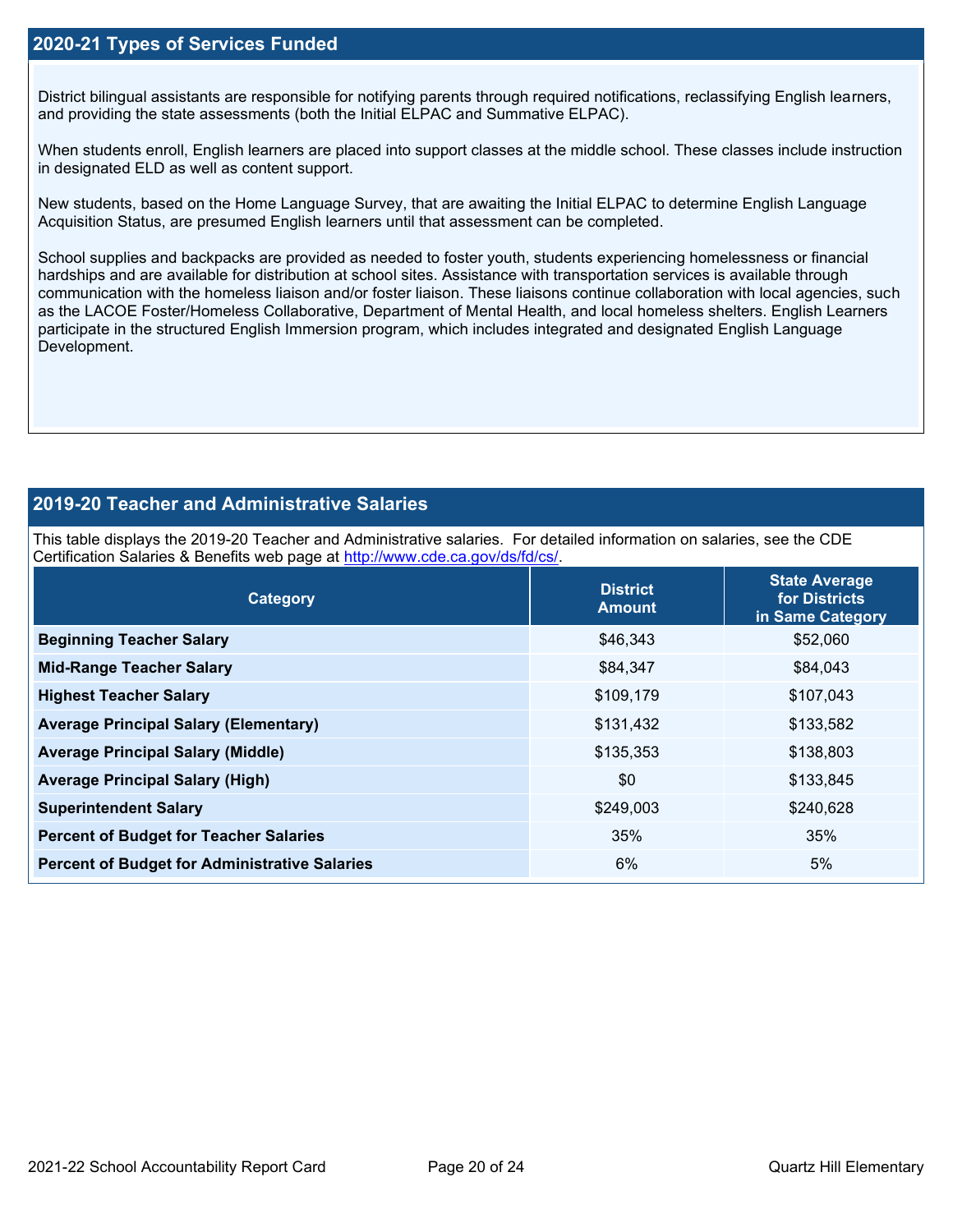## 2020-21 Types of Services Funded

District bilingual assistants are responsible for notifying parents through required notifications, reclassifying English learners, and providing the state assessments (both the Initial ELPAC and Summative ELPAC).

When students enroll, English learners are placed into support classes at the middle school. These classes include instruction in designated ELD as well as content support.

New students, based on the Home Language Survey, that are awaiting the Initial ELPAC to determine English Language Acquisition Status, are presumed English learners until that assessment can be completed.

School supplies and backpacks are provided as needed to foster youth, students experiencing homelessness or financial hardships and are available for distribution at school sites. Assistance with transportation services is available through communication with the homeless liaison and/or foster liaison. These liaisons continue collaboration with local agencies, such as the LACOE Foster/Homeless Collaborative, Department of Mental Health, and local homeless shelters. English Learners participate in the structured English Immersion program, which includes integrated and designated English Language Development.

## 2019-20 Teacher and Administrative Salaries

This table displays the 2019-20 Teacher and Administrative salaries. For detailed information on salaries, see the CDE Certification Salaries & Benefits web page at http://www.cde.ca.gov/ds/fd/cs/.

| Category | District Amount | State Average for Districts in Same Category |
|---|---|---|
| Beginning Teacher Salary | $46,343 | $52,060 |
| Mid-Range Teacher Salary | $84,347 | $84,043 |
| Highest Teacher Salary | $109,179 | $107,043 |
| Average Principal Salary (Elementary) | $131,432 | $133,582 |
| Average Principal Salary (Middle) | $135,353 | $138,803 |
| Average Principal Salary (High) | $0 | $133,845 |
| Superintendent Salary | $249,003 | $240,628 |
| Percent of Budget for Teacher Salaries | 35% | 35% |
| Percent of Budget for Administrative Salaries | 6% | 5% |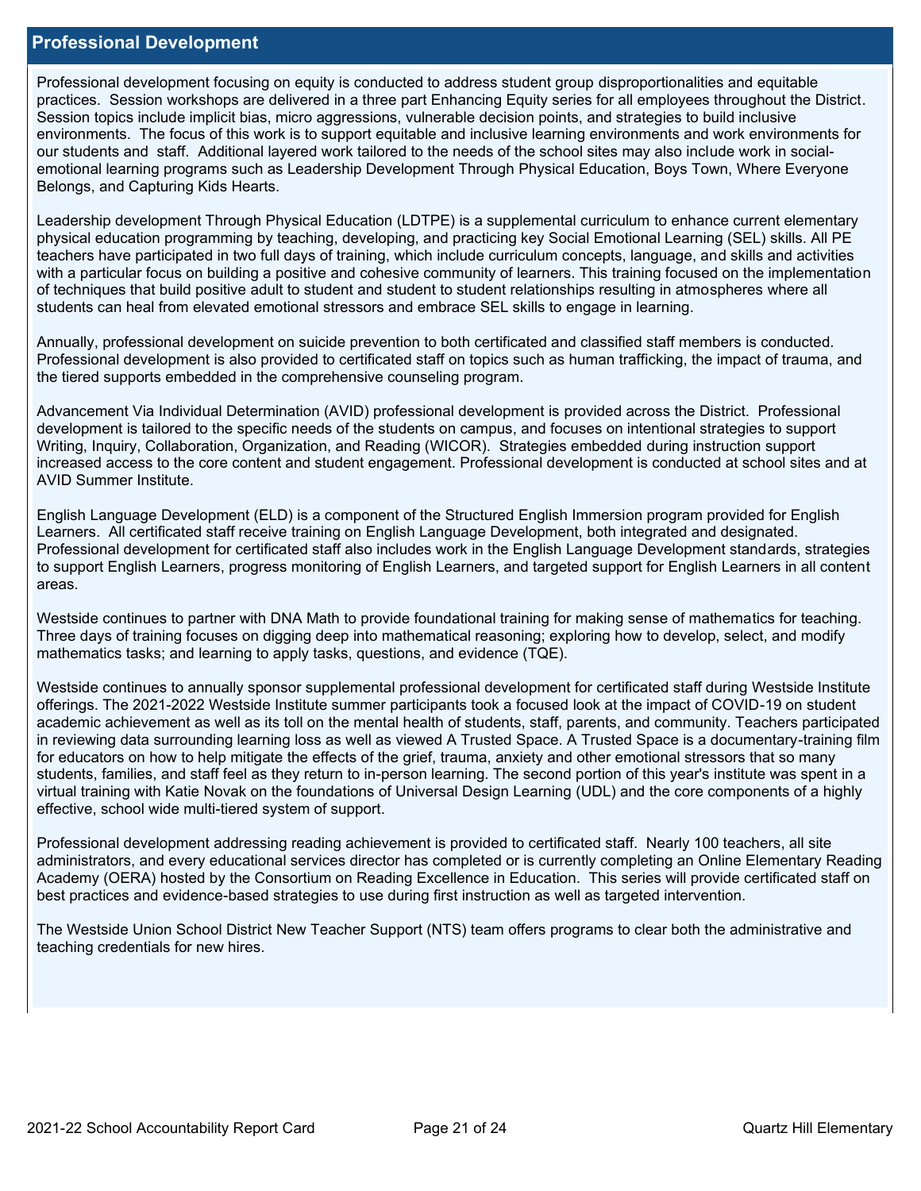## Professional Development

Professional development focusing on equity is conducted to address student group disproportionalities and equitable practices.  Session workshops are delivered in a three part Enhancing Equity series for all employees throughout the District. Session topics include implicit bias, micro aggressions, vulnerable decision points, and strategies to build inclusive environments.  The focus of this work is to support equitable and inclusive learning environments and work environments for our students and  staff.  Additional layered work tailored to the needs of the school sites may also include work in social-emotional learning programs such as Leadership Development Through Physical Education, Boys Town, Where Everyone Belongs, and Capturing Kids Hearts.

Leadership development Through Physical Education (LDTPE) is a supplemental curriculum to enhance current elementary physical education programming by teaching, developing, and practicing key Social Emotional Learning (SEL) skills. All PE teachers have participated in two full days of training, which include curriculum concepts, language, and skills and activities with a particular focus on building a positive and cohesive community of learners. This training focused on the implementation of techniques that build positive adult to student and student to student relationships resulting in atmospheres where all students can heal from elevated emotional stressors and embrace SEL skills to engage in learning.

Annually, professional development on suicide prevention to both certificated and classified staff members is conducted. Professional development is also provided to certificated staff on topics such as human trafficking, the impact of trauma, and the tiered supports embedded in the comprehensive counseling program.

Advancement Via Individual Determination (AVID) professional development is provided across the District.  Professional development is tailored to the specific needs of the students on campus, and focuses on intentional strategies to support Writing, Inquiry, Collaboration, Organization, and Reading (WICOR).  Strategies embedded during instruction support increased access to the core content and student engagement. Professional development is conducted at school sites and at AVID Summer Institute.

English Language Development (ELD) is a component of the Structured English Immersion program provided for English Learners.  All certificated staff receive training on English Language Development, both integrated and designated. Professional development for certificated staff also includes work in the English Language Development standards, strategies to support English Learners, progress monitoring of English Learners, and targeted support for English Learners in all content areas.

Westside continues to partner with DNA Math to provide foundational training for making sense of mathematics for teaching. Three days of training focuses on digging deep into mathematical reasoning; exploring how to develop, select, and modify mathematics tasks; and learning to apply tasks, questions, and evidence (TQE).

Westside continues to annually sponsor supplemental professional development for certificated staff during Westside Institute offerings. The 2021-2022 Westside Institute summer participants took a focused look at the impact of COVID-19 on student academic achievement as well as its toll on the mental health of students, staff, parents, and community. Teachers participated in reviewing data surrounding learning loss as well as viewed A Trusted Space. A Trusted Space is a documentary-training film for educators on how to help mitigate the effects of the grief, trauma, anxiety and other emotional stressors that so many students, families, and staff feel as they return to in-person learning. The second portion of this year's institute was spent in a virtual training with Katie Novak on the foundations of Universal Design Learning (UDL) and the core components of a highly effective, school wide multi-tiered system of support.

Professional development addressing reading achievement is provided to certificated staff.  Nearly 100 teachers, all site administrators, and every educational services director has completed or is currently completing an Online Elementary Reading Academy (OERA) hosted by the Consortium on Reading Excellence in Education.  This series will provide certificated staff on best practices and evidence-based strategies to use during first instruction as well as targeted intervention.

The Westside Union School District New Teacher Support (NTS) team offers programs to clear both the administrative and teaching credentials for new hires.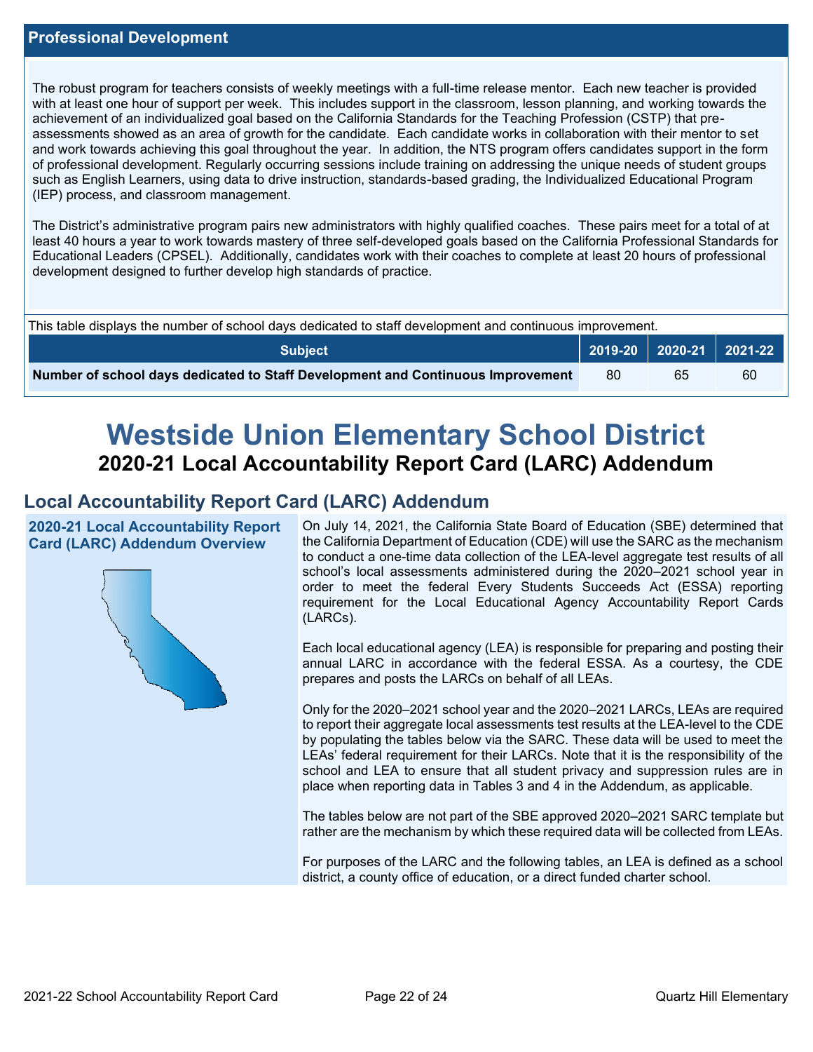## Professional Development

The robust program for teachers consists of weekly meetings with a full-time release mentor. Each new teacher is provided with at least one hour of support per week. This includes support in the classroom, lesson planning, and working towards the achievement of an individualized goal based on the California Standards for the Teaching Profession (CSTP) that pre-assessments showed as an area of growth for the candidate. Each candidate works in collaboration with their mentor to set and work towards achieving this goal throughout the year. In addition, the NTS program offers candidates support in the form of professional development. Regularly occurring sessions include training on addressing the unique needs of student groups such as English Learners, using data to drive instruction, standards-based grading, the Individualized Educational Program (IEP) process, and classroom management.

The District's administrative program pairs new administrators with highly qualified coaches. These pairs meet for a total of at least 40 hours a year to work towards mastery of three self-developed goals based on the California Professional Standards for Educational Leaders (CPSEL). Additionally, candidates work with their coaches to complete at least 20 hours of professional development designed to further develop high standards of practice.

This table displays the number of school days dedicated to staff development and continuous improvement.

| Subject | 2019-20 | 2020-21 | 2021-22 |
|---|---|---|---|
| **Number of school days dedicated to Staff Development and Continuous Improvement** | 80 | 65 | 60 |

# Westside Union Elementary School District

## 2020-21 Local Accountability Report Card (LARC) Addendum

## Local Accountability Report Card (LARC) Addendum

### 2020-21 Local Accountability Report Card (LARC) Addendum Overview

On July 14, 2021, the California State Board of Education (SBE) determined that the California Department of Education (CDE) will use the SARC as the mechanism to conduct a one-time data collection of the LEA-level aggregate test results of all school's local assessments administered during the 2020–2021 school year in order to meet the federal Every Students Succeeds Act (ESSA) reporting requirement for the Local Educational Agency Accountability Report Cards (LARCs).

Each local educational agency (LEA) is responsible for preparing and posting their annual LARC in accordance with the federal ESSA. As a courtesy, the CDE prepares and posts the LARCs on behalf of all LEAs.

Only for the 2020–2021 school year and the 2020–2021 LARCs, LEAs are required to report their aggregate local assessments test results at the LEA-level to the CDE by populating the tables below via the SARC. These data will be used to meet the LEAs' federal requirement for their LARCs. Note that it is the responsibility of the school and LEA to ensure that all student privacy and suppression rules are in place when reporting data in Tables 3 and 4 in the Addendum, as applicable.

The tables below are not part of the SBE approved 2020–2021 SARC template but rather are the mechanism by which these required data will be collected from LEAs.

For purposes of the LARC and the following tables, an LEA is defined as a school district, a county office of education, or a direct funded charter school.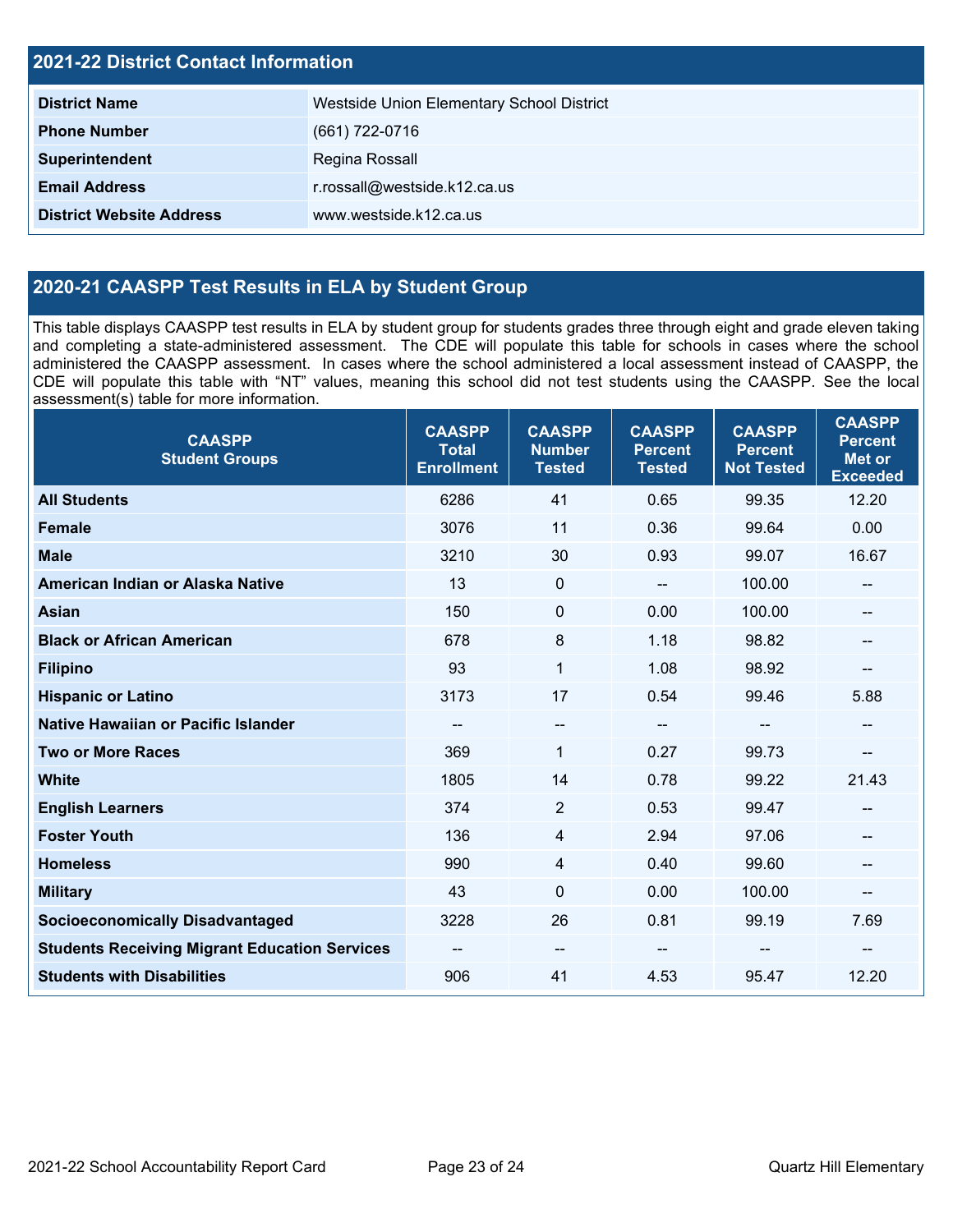## 2021-22 District Contact Information

| | |
|---|---|
| **District Name** | Westside Union Elementary School District |
| **Phone Number** | (661) 722-0716 |
| **Superintendent** | Regina Rossall |
| **Email Address** | r.rossall@westside.k12.ca.us |
| **District Website Address** | www.westside.k12.ca.us |

## 2020-21 CAASPP Test Results in ELA by Student Group

This table displays CAASPP test results in ELA by student group for students grades three through eight and grade eleven taking and completing a state-administered assessment. The CDE will populate this table for schools in cases where the school administered the CAASPP assessment. In cases where the school administered a local assessment instead of CAASPP, the CDE will populate this table with "NT" values, meaning this school did not test students using the CAASPP. See the local assessment(s) table for more information.

| CAASPP Student Groups | CAASPP Total Enrollment | CAASPP Number Tested | CAASPP Percent Tested | CAASPP Percent Not Tested | CAASPP Percent Met or Exceeded |
|---|---|---|---|---|---|
| **All Students** | 6286 | 41 | 0.65 | 99.35 | 12.20 |
| **Female** | 3076 | 11 | 0.36 | 99.64 | 0.00 |
| **Male** | 3210 | 30 | 0.93 | 99.07 | 16.67 |
| **American Indian or Alaska Native** | 13 | 0 | -- | 100.00 | -- |
| **Asian** | 150 | 0 | 0.00 | 100.00 | -- |
| **Black or African American** | 678 | 8 | 1.18 | 98.82 | -- |
| **Filipino** | 93 | 1 | 1.08 | 98.92 | -- |
| **Hispanic or Latino** | 3173 | 17 | 0.54 | 99.46 | 5.88 |
| **Native Hawaiian or Pacific Islander** | -- | -- | -- | -- | -- |
| **Two or More Races** | 369 | 1 | 0.27 | 99.73 | -- |
| **White** | 1805 | 14 | 0.78 | 99.22 | 21.43 |
| **English Learners** | 374 | 2 | 0.53 | 99.47 | -- |
| **Foster Youth** | 136 | 4 | 2.94 | 97.06 | -- |
| **Homeless** | 990 | 4 | 0.40 | 99.60 | -- |
| **Military** | 43 | 0 | 0.00 | 100.00 | -- |
| **Socioeconomically Disadvantaged** | 3228 | 26 | 0.81 | 99.19 | 7.69 |
| **Students Receiving Migrant Education Services** | -- | -- | -- | -- | -- |
| **Students with Disabilities** | 906 | 41 | 4.53 | 95.47 | 12.20 |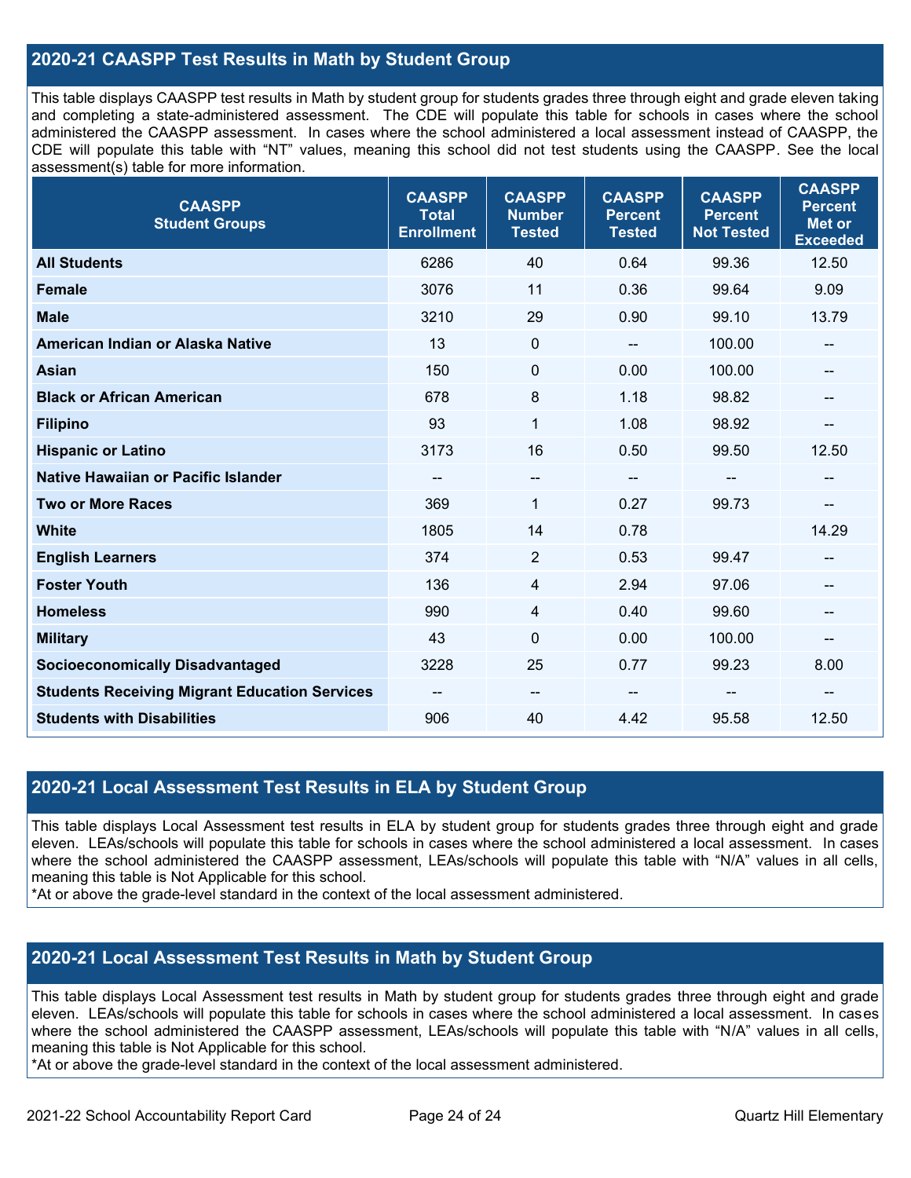## 2020-21 CAASPP Test Results in Math by Student Group

This table displays CAASPP test results in Math by student group for students grades three through eight and grade eleven taking and completing a state-administered assessment. The CDE will populate this table for schools in cases where the school administered the CAASPP assessment. In cases where the school administered a local assessment instead of CAASPP, the CDE will populate this table with "NT" values, meaning this school did not test students using the CAASPP. See the local assessment(s) table for more information.

| CAASPP Student Groups | CAASPP Total Enrollment | CAASPP Number Tested | CAASPP Percent Tested | CAASPP Percent Not Tested | CAASPP Percent Met or Exceeded |
|---|---|---|---|---|---|
| **All Students** | 6286 | 40 | 0.64 | 99.36 | 12.50 |
| **Female** | 3076 | 11 | 0.36 | 99.64 | 9.09 |
| **Male** | 3210 | 29 | 0.90 | 99.10 | 13.79 |
| **American Indian or Alaska Native** | 13 | 0 | -- | 100.00 | -- |
| **Asian** | 150 | 0 | 0.00 | 100.00 | -- |
| **Black or African American** | 678 | 8 | 1.18 | 98.82 | -- |
| **Filipino** | 93 | 1 | 1.08 | 98.92 | -- |
| **Hispanic or Latino** | 3173 | 16 | 0.50 | 99.50 | 12.50 |
| **Native Hawaiian or Pacific Islander** | -- | -- | -- | -- | -- |
| **Two or More Races** | 369 | 1 | 0.27 | 99.73 | -- |
| **White** | 1805 | 14 | 0.78 | | 14.29 |
| **English Learners** | 374 | 2 | 0.53 | 99.47 | -- |
| **Foster Youth** | 136 | 4 | 2.94 | 97.06 | -- |
| **Homeless** | 990 | 4 | 0.40 | 99.60 | -- |
| **Military** | 43 | 0 | 0.00 | 100.00 | -- |
| **Socioeconomically Disadvantaged** | 3228 | 25 | 0.77 | 99.23 | 8.00 |
| **Students Receiving Migrant Education Services** | -- | -- | -- | -- | -- |
| **Students with Disabilities** | 906 | 40 | 4.42 | 95.58 | 12.50 |

## 2020-21 Local Assessment Test Results in ELA by Student Group

This table displays Local Assessment test results in ELA by student group for students grades three through eight and grade eleven. LEAs/schools will populate this table for schools in cases where the school administered a local assessment. In cases where the school administered the CAASPP assessment, LEAs/schools will populate this table with "N/A" values in all cells, meaning this table is Not Applicable for this school.

*At or above the grade-level standard in the context of the local assessment administered.

## 2020-21 Local Assessment Test Results in Math by Student Group

This table displays Local Assessment test results in Math by student group for students grades three through eight and grade eleven. LEAs/schools will populate this table for schools in cases where the school administered a local assessment. In cases where the school administered the CAASPP assessment, LEAs/schools will populate this table with "N/A" values in all cells, meaning this table is Not Applicable for this school.

*At or above the grade-level standard in the context of the local assessment administered.